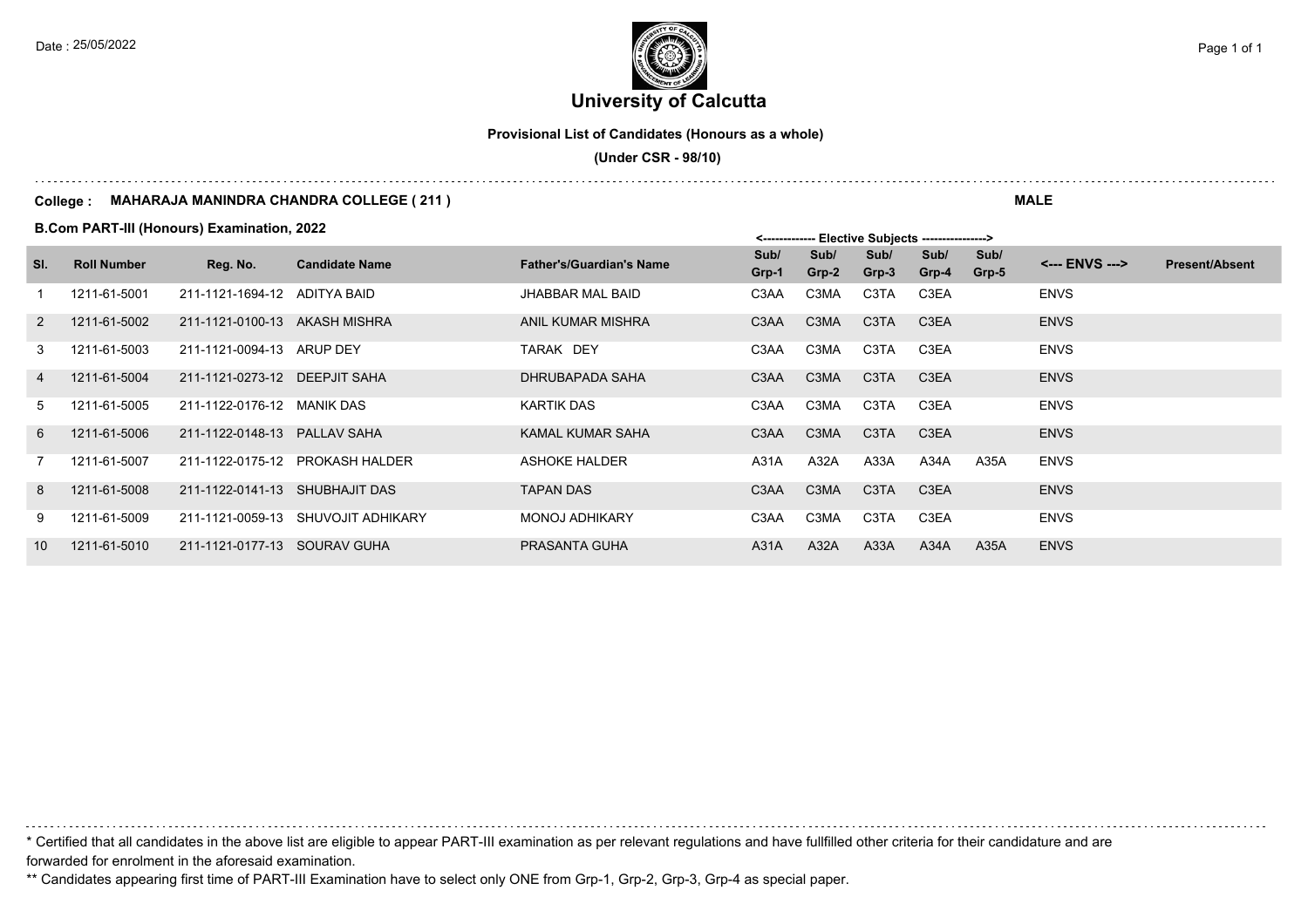Date : 25/05/2022

# University of Calcutta

**Provisional List of Candidates (Honours as a whole)**

**(Under CSR - 98/10)**

**College : MAHARAJA MANINDRA CHANDRA COLLEGE ( 211 )** **MALE**

**B.Com PART-III (Honours) Examination, 2022**

| Sl. | Roll Number | Reg. No. | Candidate Name | Father's/Guardian's Name | <------------- Elective Subjects ---------------> Sub/ Grp-1 | Sub/ Grp-2 | Sub/ Grp-3 | Sub/ Grp-4 | Sub/ Grp-5 | <--- ENVS ---> | Present/Absent |
|---|---|---|---|---|---|---|---|---|---|---|---|
| 1 | 1211-61-5001 | 211-1121-1694-12 | ADITYA BAID | JHABBAR MAL BAID | C3AA | C3MA | C3TA | C3EA | | ENVS | |
| 2 | 1211-61-5002 | 211-1121-0100-13 | AKASH MISHRA | ANIL KUMAR MISHRA | C3AA | C3MA | C3TA | C3EA | | ENVS | |
| 3 | 1211-61-5003 | 211-1121-0094-13 | ARUP DEY | TARAK DEY | C3AA | C3MA | C3TA | C3EA | | ENVS | |
| 4 | 1211-61-5004 | 211-1121-0273-12 | DEEPJIT SAHA | DHRUBAPADA SAHA | C3AA | C3MA | C3TA | C3EA | | ENVS | |
| 5 | 1211-61-5005 | 211-1122-0176-12 | MANIK DAS | KARTIK DAS | C3AA | C3MA | C3TA | C3EA | | ENVS | |
| 6 | 1211-61-5006 | 211-1122-0148-13 | PALLAV SAHA | KAMAL KUMAR SAHA | C3AA | C3MA | C3TA | C3EA | | ENVS | |
| 7 | 1211-61-5007 | 211-1122-0175-12 | PROKASH HALDER | ASHOKE HALDER | A31A | A32A | A33A | A34A | A35A | ENVS | |
| 8 | 1211-61-5008 | 211-1122-0141-13 | SHUBHAJIT DAS | TAPAN DAS | C3AA | C3MA | C3TA | C3EA | | ENVS | |
| 9 | 1211-61-5009 | 211-1121-0059-13 | SHUVOJIT ADHIKARY | MONOJ ADHIKARY | C3AA | C3MA | C3TA | C3EA | | ENVS | |
| 10 | 1211-61-5010 | 211-1121-0177-13 | SOURAV GUHA | PRASANTA GUHA | A31A | A32A | A33A | A34A | A35A | ENVS | |

\* Certified that all candidates in the above list are eligible to appear PART-III examination as per relevant regulations and have fullfilled other criteria for their candidature and are forwarded for enrolment in the aforesaid examination.

\*\* Candidates appearing first time of PART-III Examination have to select only ONE from Grp-1, Grp-2, Grp-3, Grp-4 as special paper.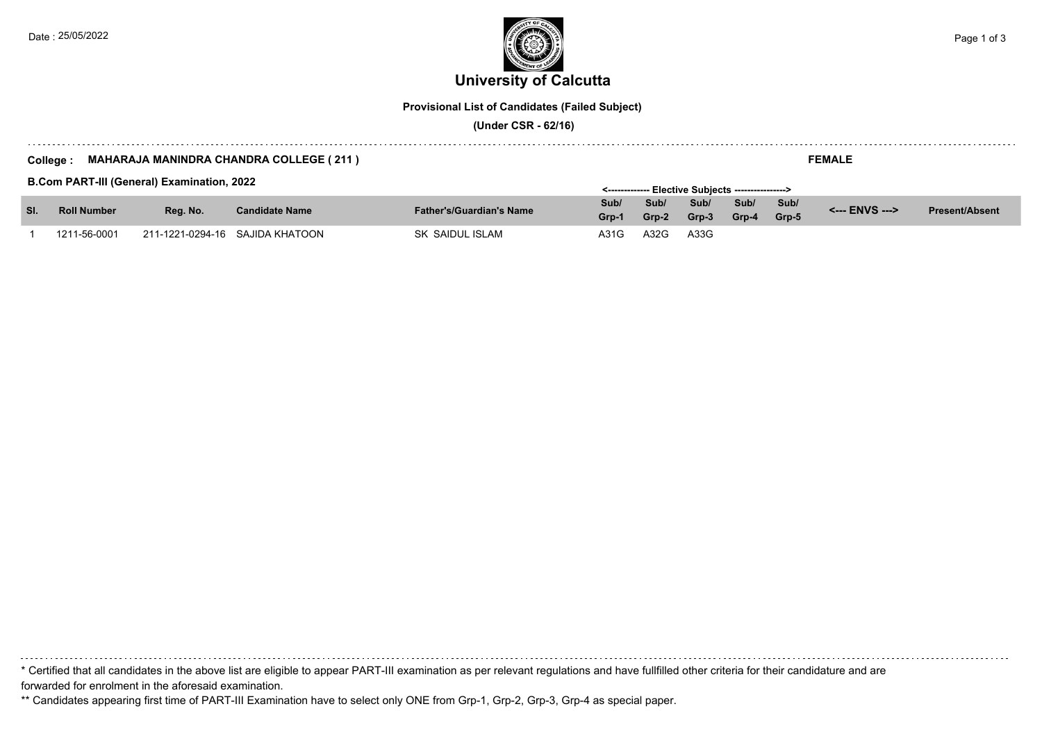# University of Calcutta

**Provisional List of Candidates (Failed Subject)**

**(Under CSR - 62/16)**

**College : MAHARAJA MANINDRA CHANDRA COLLEGE ( 211 )**

**FEMALE**

**B.Com PART-III (General) Examination, 2022**

| Sl. | Roll Number | Reg. No. | Candidate Name | Father's/Guardian's Name | <------------- Elective Subjects ---------------> Sub/ Grp-1 | Sub/ Grp-2 | Sub/ Grp-3 | Sub/ Grp-4 | Sub/ Grp-5 | <--- ENVS ---> | Present/Absent |
|---|---|---|---|---|---|---|---|---|---|---|---|
| 1 | 1211-56-0001 | 211-1221-0294-16 | SAJIDA KHATOON | SK SAIDUL ISLAM | A31G | A32G | A33G | | | | |

\* Certified that all candidates in the above list are eligible to appear PART-III examination as per relevant regulations and have fullfilled other criteria for their candidature and are forwarded for enrolment in the aforesaid examination.

\*\* Candidates appearing first time of PART-III Examination have to select only ONE from Grp-1, Grp-2, Grp-3, Grp-4 as special paper.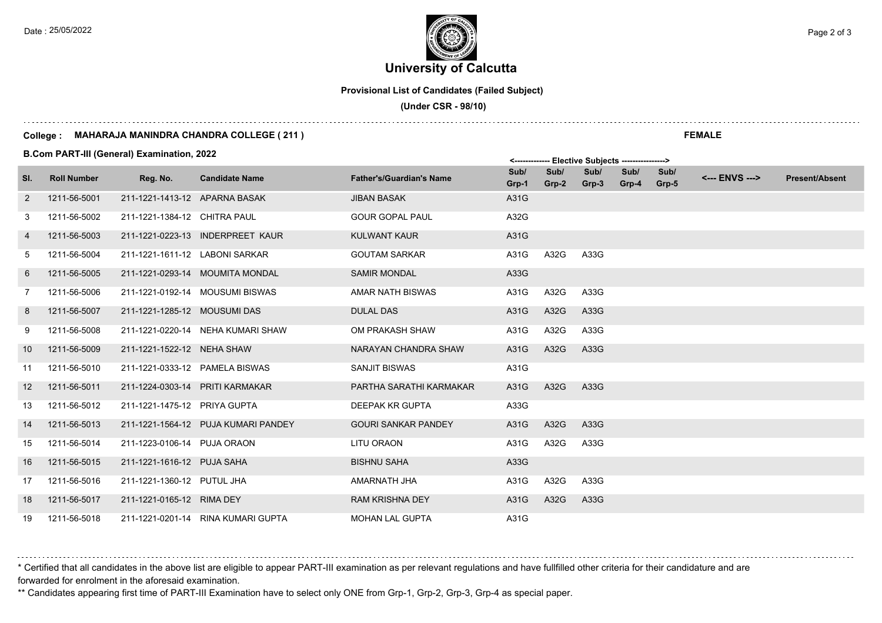# University of Calcutta

**Provisional List of Candidates (Failed Subject)**

**(Under CSR - 98/10)**

**College : MAHARAJA MANINDRA CHANDRA COLLEGE ( 211 )** **FEMALE**

**B.Com PART-III (General) Examination, 2022**

| Sl. | Roll Number | Reg. No. | Candidate Name | Father's/Guardian's Name | Sub/ Grp-1 | Sub/ Grp-2 | Sub/ Grp-3 | Sub/ Grp-4 | Sub/ Grp-5 | <--- ENVS ---> | Present/Absent |
|---|---|---|---|---|---|---|---|---|---|---|---|
| | | | | | <------------- Elective Subjects | | | | ---------------> | | |
| 2 | 1211-56-5001 | 211-1221-1413-12 | APARNA BASAK | JIBAN BASAK | A31G | | | | | | |
| 3 | 1211-56-5002 | 211-1221-1384-12 | CHITRA PAUL | GOUR GOPAL PAUL | A32G | | | | | | |
| 4 | 1211-56-5003 | 211-1221-0223-13 | INDERPREET KAUR | KULWANT KAUR | A31G | | | | | | |
| 5 | 1211-56-5004 | 211-1221-1611-12 | LABONI SARKAR | GOUTAM SARKAR | A31G | A32G | A33G | | | | |
| 6 | 1211-56-5005 | 211-1221-0293-14 | MOUMITA MONDAL | SAMIR MONDAL | A33G | | | | | | |
| 7 | 1211-56-5006 | 211-1221-0192-14 | MOUSUMI BISWAS | AMAR NATH BISWAS | A31G | A32G | A33G | | | | |
| 8 | 1211-56-5007 | 211-1221-1285-12 | MOUSUMI DAS | DULAL DAS | A31G | A32G | A33G | | | | |
| 9 | 1211-56-5008 | 211-1221-0220-14 | NEHA KUMARI SHAW | OM PRAKASH SHAW | A31G | A32G | A33G | | | | |
| 10 | 1211-56-5009 | 211-1221-1522-12 | NEHA SHAW | NARAYAN CHANDRA SHAW | A31G | A32G | A33G | | | | |
| 11 | 1211-56-5010 | 211-1221-0333-12 | PAMELA BISWAS | SANJIT BISWAS | A31G | | | | | | |
| 12 | 1211-56-5011 | 211-1224-0303-14 | PRITI KARMAKAR | PARTHA SARATHI KARMAKAR | A31G | A32G | A33G | | | | |
| 13 | 1211-56-5012 | 211-1221-1475-12 | PRIYA GUPTA | DEEPAK KR GUPTA | A33G | | | | | | |
| 14 | 1211-56-5013 | 211-1221-1564-12 | PUJA KUMARI PANDEY | GOURI SANKAR PANDEY | A31G | A32G | A33G | | | | |
| 15 | 1211-56-5014 | 211-1223-0106-14 | PUJA ORAON | LITU ORAON | A31G | A32G | A33G | | | | |
| 16 | 1211-56-5015 | 211-1221-1616-12 | PUJA SAHA | BISHNU SAHA | A33G | | | | | | |
| 17 | 1211-56-5016 | 211-1221-1360-12 | PUTUL JHA | AMARNATH JHA | A31G | A32G | A33G | | | | |
| 18 | 1211-56-5017 | 211-1221-0165-12 | RIMA DEY | RAM KRISHNA DEY | A31G | A32G | A33G | | | | |
| 19 | 1211-56-5018 | 211-1221-0201-14 | RINA KUMARI GUPTA | MOHAN LAL GUPTA | A31G | | | | | | |

\* Certified that all candidates in the above list are eligible to appear PART-III examination as per relevant regulations and have fullfilled other criteria for their candidature and are forwarded for enrolment in the aforesaid examination.

\*\* Candidates appearing first time of PART-III Examination have to select only ONE from Grp-1, Grp-2, Grp-3, Grp-4 as special paper.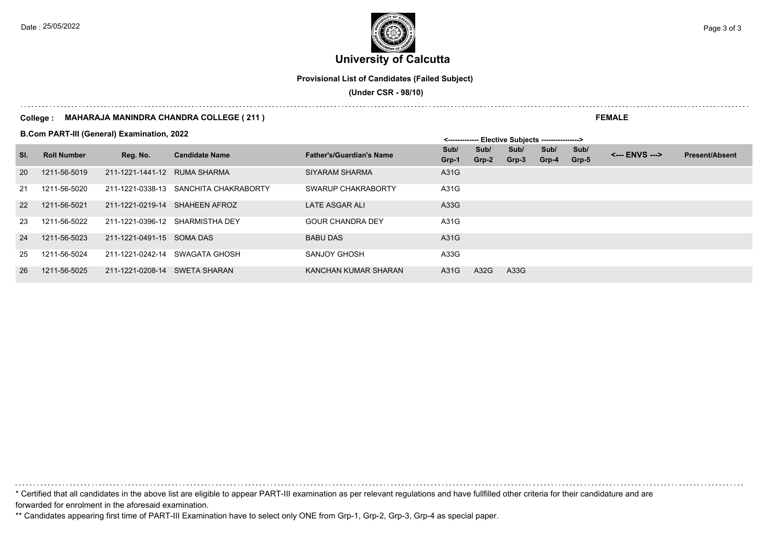# University of Calcutta

**Provisional List of Candidates (Failed Subject)**

**(Under CSR - 98/10)**

**College : MAHARAJA MANINDRA CHANDRA COLLEGE ( 211 )**

**FEMALE**

**B.Com PART-III (General) Examination, 2022**

| Sl. | Roll Number | Reg. No. | Candidate Name | Father's/Guardian's Name | Elective Subjects Sub/ Grp-1 | Sub/ Grp-2 | Sub/ Grp-3 | Sub/ Grp-4 | Sub/ Grp-5 | <--- ENVS ---> | Present/Absent |
|---|---|---|---|---|---|---|---|---|---|---|---|
| 20 | 1211-56-5019 | 211-1221-1441-12 | RUMA SHARMA | SIYARAM SHARMA | A31G | | | | | | |
| 21 | 1211-56-5020 | 211-1221-0338-13 | SANCHITA CHAKRABORTY | SWARUP CHAKRABORTY | A31G | | | | | | |
| 22 | 1211-56-5021 | 211-1221-0219-14 | SHAHEEN AFROZ | LATE ASGAR ALI | A33G | | | | | | |
| 23 | 1211-56-5022 | 211-1221-0396-12 | SHARMISTHA DEY | GOUR CHANDRA DEY | A31G | | | | | | |
| 24 | 1211-56-5023 | 211-1221-0491-15 | SOMA DAS | BABU DAS | A31G | | | | | | |
| 25 | 1211-56-5024 | 211-1221-0242-14 | SWAGATA GHOSH | SANJOY GHOSH | A33G | | | | | | |
| 26 | 1211-56-5025 | 211-1221-0208-14 | SWETA SHARAN | KANCHAN KUMAR SHARAN | A31G | A32G | A33G | | | | |

\* Certified that all candidates in the above list are eligible to appear PART-III examination as per relevant regulations and have fullfilled other criteria for their candidature and are forwarded for enrolment in the aforesaid examination.

\*\* Candidates appearing first time of PART-III Examination have to select only ONE from Grp-1, Grp-2, Grp-3, Grp-4 as special paper.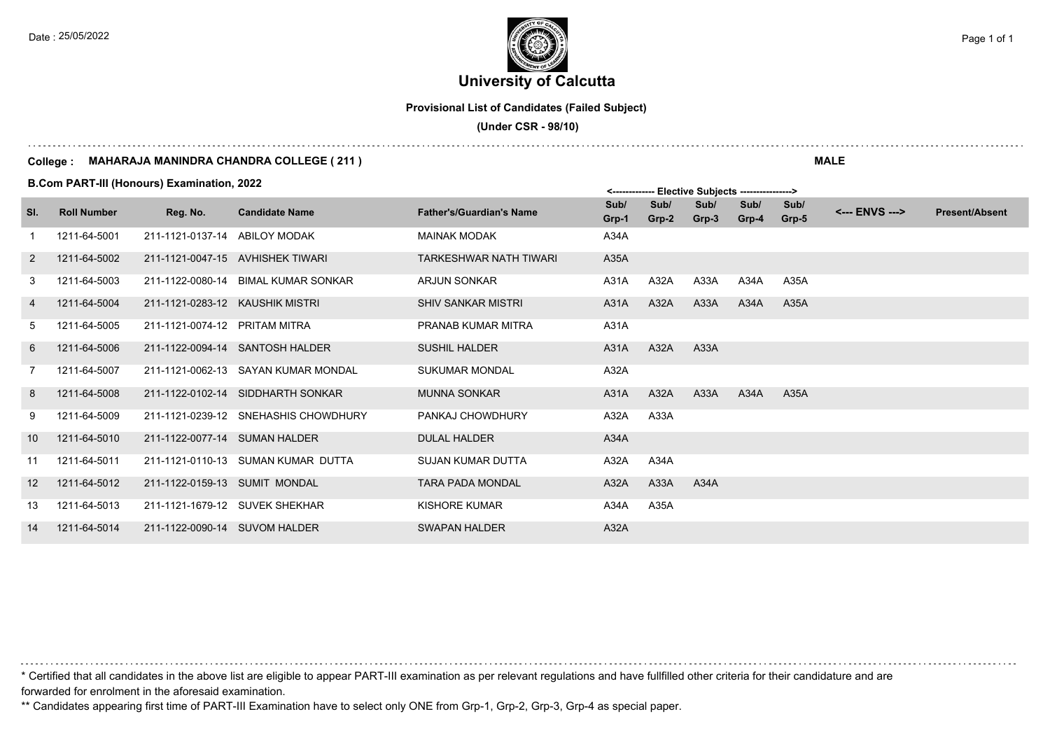Date : 25/05/2022

# University of Calcutta

**Provisional List of Candidates (Failed Subject)**

**(Under CSR - 98/10)**

**College : MAHARAJA MANINDRA CHANDRA COLLEGE ( 211 )** **MALE**

**B.Com PART-III (Honours) Examination, 2022**

| Sl. | Roll Number | Reg. No. | Candidate Name | Father's/Guardian's Name | Elective Subjects Sub/ Grp-1 | Sub/ Grp-2 | Sub/ Grp-3 | Sub/ Grp-4 | Sub/ Grp-5 | <--- ENVS ---> | Present/Absent |
|---|---|---|---|---|---|---|---|---|---|---|---|
| 1 | 1211-64-5001 | 211-1121-0137-14 | ABILOY MODAK | MAINAK MODAK | A34A | | | | | | |
| 2 | 1211-64-5002 | 211-1121-0047-15 | AVHISHEK TIWARI | TARKESHWAR NATH TIWARI | A35A | | | | | | |
| 3 | 1211-64-5003 | 211-1122-0080-14 | BIMAL KUMAR SONKAR | ARJUN SONKAR | A31A | A32A | A33A | A34A | A35A | | |
| 4 | 1211-64-5004 | 211-1121-0283-12 | KAUSHIK MISTRI | SHIV SANKAR MISTRI | A31A | A32A | A33A | A34A | A35A | | |
| 5 | 1211-64-5005 | 211-1121-0074-12 | PRITAM MITRA | PRANAB KUMAR MITRA | A31A | | | | | | |
| 6 | 1211-64-5006 | 211-1122-0094-14 | SANTOSH HALDER | SUSHIL HALDER | A31A | A32A | A33A | | | | |
| 7 | 1211-64-5007 | 211-1121-0062-13 | SAYAN KUMAR MONDAL | SUKUMAR MONDAL | A32A | | | | | | |
| 8 | 1211-64-5008 | 211-1122-0102-14 | SIDDHARTH SONKAR | MUNNA SONKAR | A31A | A32A | A33A | A34A | A35A | | |
| 9 | 1211-64-5009 | 211-1121-0239-12 | SNEHASHIS CHOWDHURY | PANKAJ CHOWDHURY | A32A | A33A | | | | | |
| 10 | 1211-64-5010 | 211-1122-0077-14 | SUMAN HALDER | DULAL HALDER | A34A | | | | | | |
| 11 | 1211-64-5011 | 211-1121-0110-13 | SUMAN KUMAR DUTTA | SUJAN KUMAR DUTTA | A32A | A34A | | | | | |
| 12 | 1211-64-5012 | 211-1122-0159-13 | SUMIT MONDAL | TARA PADA MONDAL | A32A | A33A | A34A | | | | |
| 13 | 1211-64-5013 | 211-1121-1679-12 | SUVEK SHEKHAR | KISHORE KUMAR | A34A | A35A | | | | | |
| 14 | 1211-64-5014 | 211-1122-0090-14 | SUVOM HALDER | SWAPAN HALDER | A32A | | | | | | |

\* Certified that all candidates in the above list are eligible to appear PART-III examination as per relevant regulations and have fullfilled other criteria for their candidature and are forwarded for enrolment in the aforesaid examination.

** Candidates appearing first time of PART-III Examination have to select only ONE from Grp-1, Grp-2, Grp-3, Grp-4 as special paper.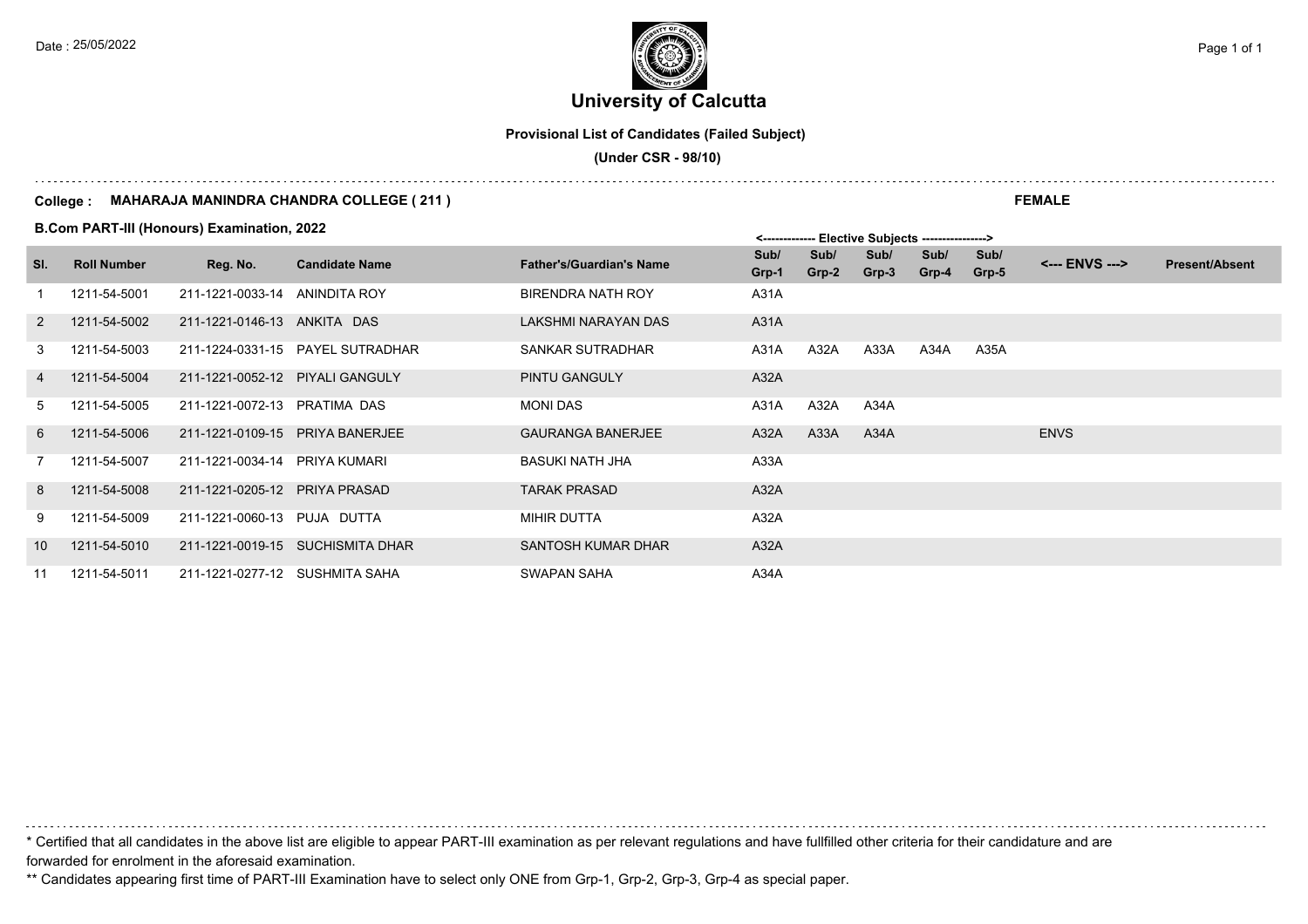# University of Calcutta

**Provisional List of Candidates (Failed Subject)**

**(Under CSR - 98/10)**

**College : MAHARAJA MANINDRA CHANDRA COLLEGE ( 211 )**

**FEMALE**

**B.Com PART-III (Honours) Examination, 2022**

| Sl. | Roll Number | Reg. No. | Candidate Name | Father's/Guardian's Name | Elective Subjects Sub/ Grp-1 | Sub/ Grp-2 | Sub/ Grp-3 | Sub/ Grp-4 | Sub/ Grp-5 | <--- ENVS ---> | Present/Absent |
|---|---|---|---|---|---|---|---|---|---|---|---|
| 1 | 1211-54-5001 | 211-1221-0033-14 | ANINDITA ROY | BIRENDRA NATH ROY | A31A | | | | | | |
| 2 | 1211-54-5002 | 211-1221-0146-13 | ANKITA DAS | LAKSHMI NARAYAN DAS | A31A | | | | | | |
| 3 | 1211-54-5003 | 211-1224-0331-15 | PAYEL SUTRADHAR | SANKAR SUTRADHAR | A31A | A32A | A33A | A34A | A35A | | |
| 4 | 1211-54-5004 | 211-1221-0052-12 | PIYALI GANGULY | PINTU GANGULY | A32A | | | | | | |
| 5 | 1211-54-5005 | 211-1221-0072-13 | PRATIMA DAS | MONI DAS | A31A | A32A | A34A | | | | |
| 6 | 1211-54-5006 | 211-1221-0109-15 | PRIYA BANERJEE | GAURANGA BANERJEE | A32A | A33A | A34A | | | ENVS | |
| 7 | 1211-54-5007 | 211-1221-0034-14 | PRIYA KUMARI | BASUKI NATH JHA | A33A | | | | | | |
| 8 | 1211-54-5008 | 211-1221-0205-12 | PRIYA PRASAD | TARAK PRASAD | A32A | | | | | | |
| 9 | 1211-54-5009 | 211-1221-0060-13 | PUJA DUTTA | MIHIR DUTTA | A32A | | | | | | |
| 10 | 1211-54-5010 | 211-1221-0019-15 | SUCHISMITA DHAR | SANTOSH KUMAR DHAR | A32A | | | | | | |
| 11 | 1211-54-5011 | 211-1221-0277-12 | SUSHMITA SAHA | SWAPAN SAHA | A34A | | | | | | |

* Certified that all candidates in the above list are eligible to appear PART-III examination as per relevant regulations and have fullfilled other criteria for their candidature and are forwarded for enrolment in the aforesaid examination.

** Candidates appearing first time of PART-III Examination have to select only ONE from Grp-1, Grp-2, Grp-3, Grp-4 as special paper.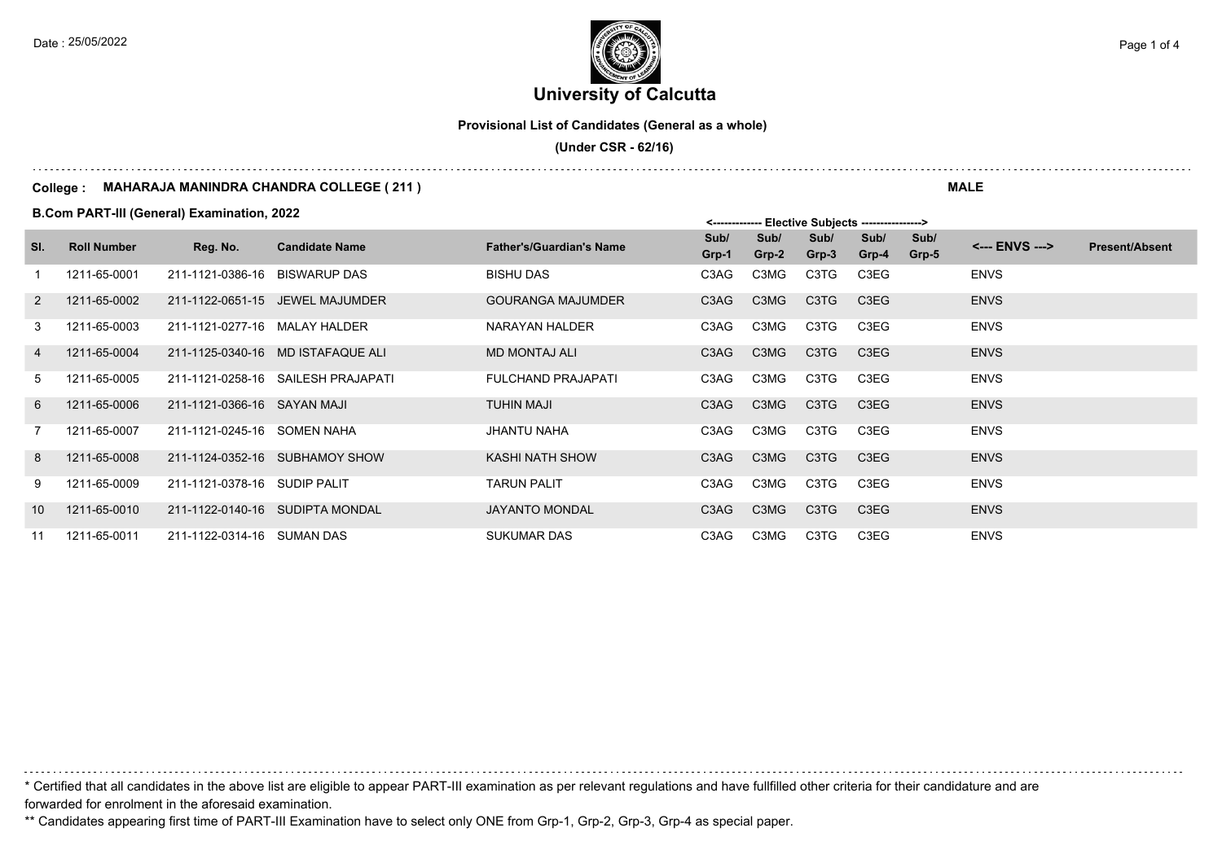# University of Calcutta

**Provisional List of Candidates (General as a whole)**

**(Under CSR - 62/16)**

**College : MAHARAJA MANINDRA CHANDRA COLLEGE ( 211 )**

**MALE**

**B.Com PART-III (General) Examination, 2022**

| Sl. | Roll Number | Reg. No. | Candidate Name | Father's/Guardian's Name | Sub/ Grp-1 | Sub/ Grp-2 | Sub/ Grp-3 | Sub/ Grp-4 | Sub/ Grp-5 | <--- ENVS ---> | Present/Absent |
|---|---|---|---|---|---|---|---|---|---|---|---|
| | | | | | <------------- Elective Subjects ----------------> | | | | | | |
| 1 | 1211-65-0001 | 211-1121-0386-16 | BISWARUP DAS | BISHU DAS | C3AG | C3MG | C3TG | C3EG | | ENVS | |
| 2 | 1211-65-0002 | 211-1122-0651-15 | JEWEL MAJUMDER | GOURANGA MAJUMDER | C3AG | C3MG | C3TG | C3EG | | ENVS | |
| 3 | 1211-65-0003 | 211-1121-0277-16 | MALAY HALDER | NARAYAN HALDER | C3AG | C3MG | C3TG | C3EG | | ENVS | |
| 4 | 1211-65-0004 | 211-1125-0340-16 | MD ISTAFAQUE ALI | MD MONTAJ ALI | C3AG | C3MG | C3TG | C3EG | | ENVS | |
| 5 | 1211-65-0005 | 211-1121-0258-16 | SAILESH PRAJAPATI | FULCHAND PRAJAPATI | C3AG | C3MG | C3TG | C3EG | | ENVS | |
| 6 | 1211-65-0006 | 211-1121-0366-16 | SAYAN MAJI | TUHIN MAJI | C3AG | C3MG | C3TG | C3EG | | ENVS | |
| 7 | 1211-65-0007 | 211-1121-0245-16 | SOMEN NAHA | JHANTU NAHA | C3AG | C3MG | C3TG | C3EG | | ENVS | |
| 8 | 1211-65-0008 | 211-1124-0352-16 | SUBHAMOY SHOW | KASHI NATH SHOW | C3AG | C3MG | C3TG | C3EG | | ENVS | |
| 9 | 1211-65-0009 | 211-1121-0378-16 | SUDIP PALIT | TARUN PALIT | C3AG | C3MG | C3TG | C3EG | | ENVS | |
| 10 | 1211-65-0010 | 211-1122-0140-16 | SUDIPTA MONDAL | JAYANTO MONDAL | C3AG | C3MG | C3TG | C3EG | | ENVS | |
| 11 | 1211-65-0011 | 211-1122-0314-16 | SUMAN DAS | SUKUMAR DAS | C3AG | C3MG | C3TG | C3EG | | ENVS | |

\* Certified that all candidates in the above list are eligible to appear PART-III examination as per relevant regulations and have fullfilled other criteria for their candidature and are forwarded for enrolment in the aforesaid examination.

\*\* Candidates appearing first time of PART-III Examination have to select only ONE from Grp-1, Grp-2, Grp-3, Grp-4 as special paper.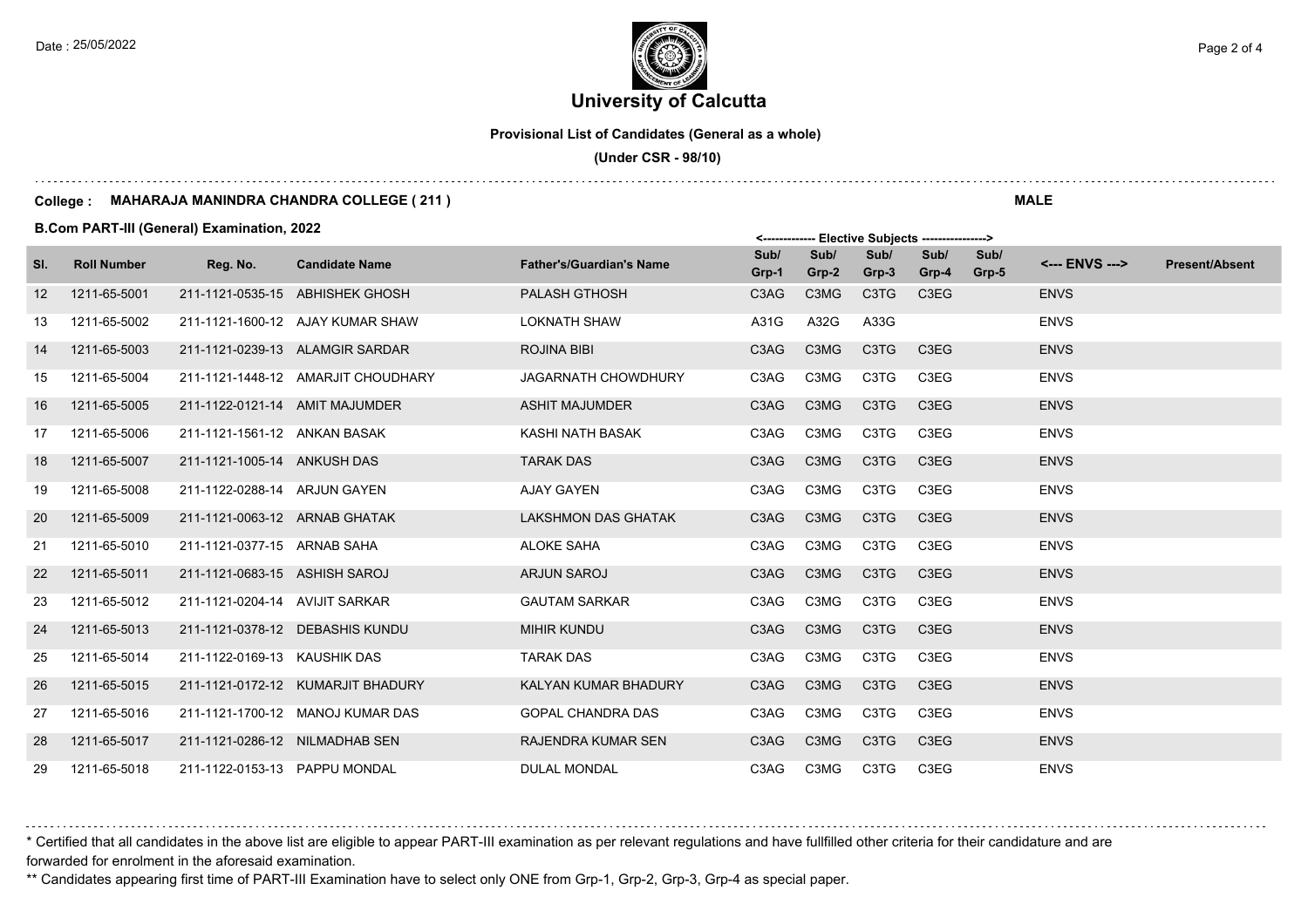# University of Calcutta

**Provisional List of Candidates (General as a whole)**

**(Under CSR - 98/10)**

**College : MAHARAJA MANINDRA CHANDRA COLLEGE ( 211 )** **MALE**

**B.Com PART-III (General) Examination, 2022**

| Sl. | Roll Number | Reg. No. | Candidate Name | Father's/Guardian's Name | Sub/ Grp-1 | Sub/ Grp-2 | Sub/ Grp-3 | Sub/ Grp-4 | Sub/ Grp-5 | <--- ENVS ---> | Present/Absent |
|---|---|---|---|---|---|---|---|---|---|---|---|
| | | | | | <------------- Elective Subjects | | | ----------------> | | | |
| 12 | 1211-65-5001 | 211-1121-0535-15 | ABHISHEK GHOSH | PALASH GTHOSH | C3AG | C3MG | C3TG | C3EG | | ENVS | |
| 13 | 1211-65-5002 | 211-1121-1600-12 | AJAY KUMAR SHAW | LOKNATH SHAW | A31G | A32G | A33G | | | ENVS | |
| 14 | 1211-65-5003 | 211-1121-0239-13 | ALAMGIR SARDAR | ROJINA BIBI | C3AG | C3MG | C3TG | C3EG | | ENVS | |
| 15 | 1211-65-5004 | 211-1121-1448-12 | AMARJIT CHOUDHARY | JAGARNATH CHOWDHURY | C3AG | C3MG | C3TG | C3EG | | ENVS | |
| 16 | 1211-65-5005 | 211-1122-0121-14 | AMIT MAJUMDER | ASHIT MAJUMDER | C3AG | C3MG | C3TG | C3EG | | ENVS | |
| 17 | 1211-65-5006 | 211-1121-1561-12 | ANKAN BASAK | KASHI NATH BASAK | C3AG | C3MG | C3TG | C3EG | | ENVS | |
| 18 | 1211-65-5007 | 211-1121-1005-14 | ANKUSH DAS | TARAK DAS | C3AG | C3MG | C3TG | C3EG | | ENVS | |
| 19 | 1211-65-5008 | 211-1122-0288-14 | ARJUN GAYEN | AJAY GAYEN | C3AG | C3MG | C3TG | C3EG | | ENVS | |
| 20 | 1211-65-5009 | 211-1121-0063-12 | ARNAB GHATAK | LAKSHMON DAS GHATAK | C3AG | C3MG | C3TG | C3EG | | ENVS | |
| 21 | 1211-65-5010 | 211-1121-0377-15 | ARNAB SAHA | ALOKE SAHA | C3AG | C3MG | C3TG | C3EG | | ENVS | |
| 22 | 1211-65-5011 | 211-1121-0683-15 | ASHISH SAROJ | ARJUN SAROJ | C3AG | C3MG | C3TG | C3EG | | ENVS | |
| 23 | 1211-65-5012 | 211-1121-0204-14 | AVIJIT SARKAR | GAUTAM SARKAR | C3AG | C3MG | C3TG | C3EG | | ENVS | |
| 24 | 1211-65-5013 | 211-1121-0378-12 | DEBASHIS KUNDU | MIHIR KUNDU | C3AG | C3MG | C3TG | C3EG | | ENVS | |
| 25 | 1211-65-5014 | 211-1122-0169-13 | KAUSHIK DAS | TARAK DAS | C3AG | C3MG | C3TG | C3EG | | ENVS | |
| 26 | 1211-65-5015 | 211-1121-0172-12 | KUMARJIT BHADURY | KALYAN KUMAR BHADURY | C3AG | C3MG | C3TG | C3EG | | ENVS | |
| 27 | 1211-65-5016 | 211-1121-1700-12 | MANOJ KUMAR DAS | GOPAL CHANDRA DAS | C3AG | C3MG | C3TG | C3EG | | ENVS | |
| 28 | 1211-65-5017 | 211-1121-0286-12 | NILMADHAB SEN | RAJENDRA KUMAR SEN | C3AG | C3MG | C3TG | C3EG | | ENVS | |
| 29 | 1211-65-5018 | 211-1122-0153-13 | PAPPU MONDAL | DULAL MONDAL | C3AG | C3MG | C3TG | C3EG | | ENVS | |

\* Certified that all candidates in the above list are eligible to appear PART-III examination as per relevant regulations and have fullfilled other criteria for their candidature and are forwarded for enrolment in the aforesaid examination.

\*\* Candidates appearing first time of PART-III Examination have to select only ONE from Grp-1, Grp-2, Grp-3, Grp-4 as special paper.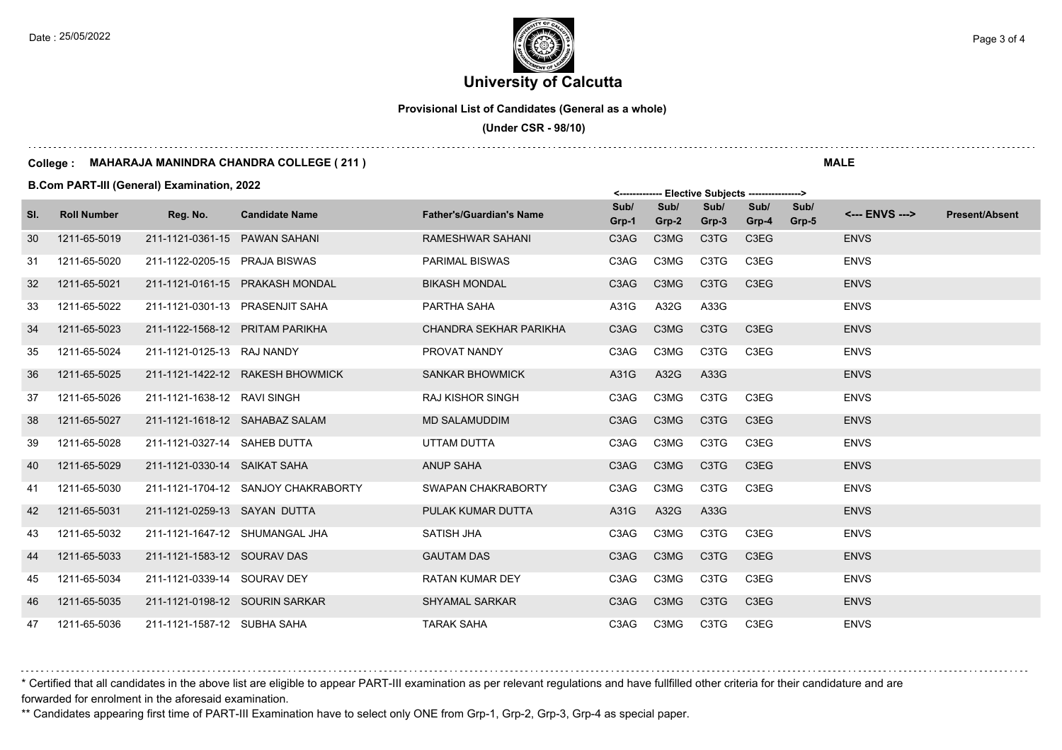# University of Calcutta

**Provisional List of Candidates (General as a whole)**

**(Under CSR - 98/10)**

**College : MAHARAJA MANINDRA CHANDRA COLLEGE ( 211 )** **MALE**

**B.Com PART-III (General) Examination, 2022**

| Sl. | Roll Number | Reg. No. | Candidate Name | Father's/Guardian's Name | Sub/ Grp-1 | Sub/ Grp-2 | Sub/ Grp-3 | Sub/ Grp-4 | Sub/ Grp-5 | <--- ENVS ---> | Present/Absent |
|---|---|---|---|---|---|---|---|---|---|---|---|
| | | | | | <------------- Elective Subjects | | | | ---------------> | | |
| 30 | 1211-65-5019 | 211-1121-0361-15 | PAWAN SAHANI | RAMESHWAR SAHANI | C3AG | C3MG | C3TG | C3EG | | ENVS | |
| 31 | 1211-65-5020 | 211-1122-0205-15 | PRAJA BISWAS | PARIMAL BISWAS | C3AG | C3MG | C3TG | C3EG | | ENVS | |
| 32 | 1211-65-5021 | 211-1121-0161-15 | PRAKASH MONDAL | BIKASH MONDAL | C3AG | C3MG | C3TG | C3EG | | ENVS | |
| 33 | 1211-65-5022 | 211-1121-0301-13 | PRASENJIT SAHA | PARTHA SAHA | A31G | A32G | A33G | | | ENVS | |
| 34 | 1211-65-5023 | 211-1122-1568-12 | PRITAM PARIKHA | CHANDRA SEKHAR PARIKHA | C3AG | C3MG | C3TG | C3EG | | ENVS | |
| 35 | 1211-65-5024 | 211-1121-0125-13 | RAJ NANDY | PROVAT NANDY | C3AG | C3MG | C3TG | C3EG | | ENVS | |
| 36 | 1211-65-5025 | 211-1121-1422-12 | RAKESH BHOWMICK | SANKAR BHOWMICK | A31G | A32G | A33G | | | ENVS | |
| 37 | 1211-65-5026 | 211-1121-1638-12 | RAVI SINGH | RAJ KISHOR SINGH | C3AG | C3MG | C3TG | C3EG | | ENVS | |
| 38 | 1211-65-5027 | 211-1121-1618-12 | SAHABAZ SALAM | MD SALAMUDDIM | C3AG | C3MG | C3TG | C3EG | | ENVS | |
| 39 | 1211-65-5028 | 211-1121-0327-14 | SAHEB DUTTA | UTTAM DUTTA | C3AG | C3MG | C3TG | C3EG | | ENVS | |
| 40 | 1211-65-5029 | 211-1121-0330-14 | SAIKAT SAHA | ANUP SAHA | C3AG | C3MG | C3TG | C3EG | | ENVS | |
| 41 | 1211-65-5030 | 211-1121-1704-12 | SANJOY CHAKRABORTY | SWAPAN CHAKRABORTY | C3AG | C3MG | C3TG | C3EG | | ENVS | |
| 42 | 1211-65-5031 | 211-1121-0259-13 | SAYAN DUTTA | PULAK KUMAR DUTTA | A31G | A32G | A33G | | | ENVS | |
| 43 | 1211-65-5032 | 211-1121-1647-12 | SHUMANGAL JHA | SATISH JHA | C3AG | C3MG | C3TG | C3EG | | ENVS | |
| 44 | 1211-65-5033 | 211-1121-1583-12 | SOURAV DAS | GAUTAM DAS | C3AG | C3MG | C3TG | C3EG | | ENVS | |
| 45 | 1211-65-5034 | 211-1121-0339-14 | SOURAV DEY | RATAN KUMAR DEY | C3AG | C3MG | C3TG | C3EG | | ENVS | |
| 46 | 1211-65-5035 | 211-1121-0198-12 | SOURIN SARKAR | SHYAMAL SARKAR | C3AG | C3MG | C3TG | C3EG | | ENVS | |
| 47 | 1211-65-5036 | 211-1121-1587-12 | SUBHA SAHA | TARAK SAHA | C3AG | C3MG | C3TG | C3EG | | ENVS | |

\* Certified that all candidates in the above list are eligible to appear PART-III examination as per relevant regulations and have fullfilled other criteria for their candidature and are forwarded for enrolment in the aforesaid examination.

\*\* Candidates appearing first time of PART-III Examination have to select only ONE from Grp-1, Grp-2, Grp-3, Grp-4 as special paper.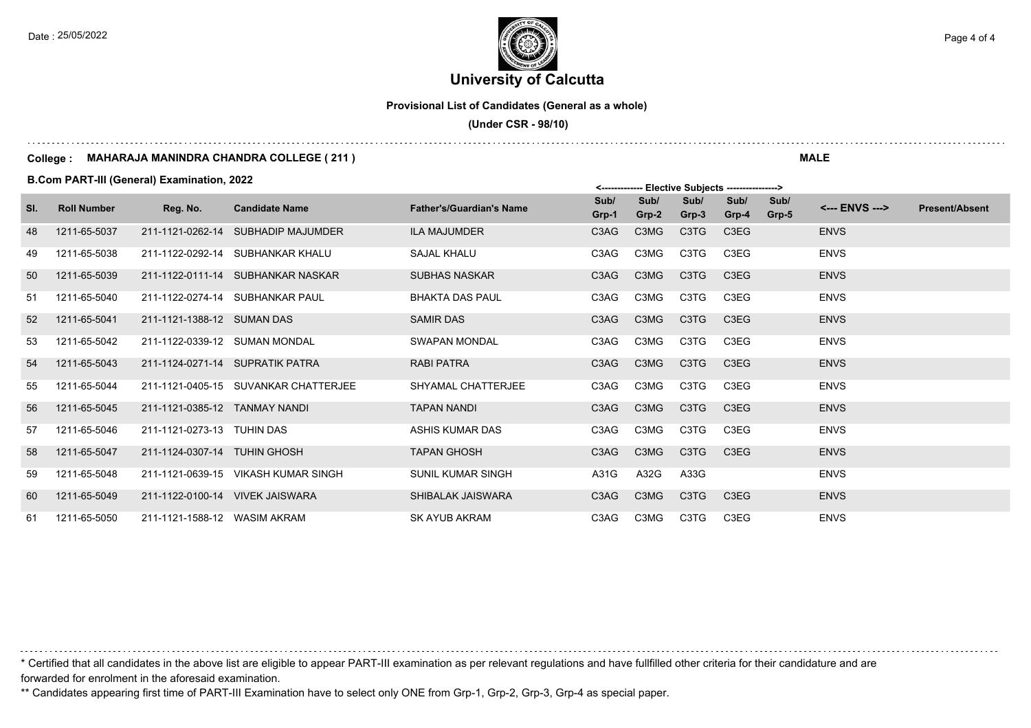# University of Calcutta

**Provisional List of Candidates (General as a whole)**

**(Under CSR - 98/10)**

**College : MAHARAJA MANINDRA CHANDRA COLLEGE ( 211 )**

**MALE**

**B.Com PART-III (General) Examination, 2022**

| Sl. | Roll Number | Reg. No. | Candidate Name | Father's/Guardian's Name | Sub/ Grp-1 | Sub/ Grp-2 | Sub/ Grp-3 | Sub/ Grp-4 | Sub/ Grp-5 | <--- ENVS ---> | Present/Absent |
|---|---|---|---|---|---|---|---|---|---|---|---|
| | | | | | <------------- Elective Subjects | | | ----------------> | | | |
| 48 | 1211-65-5037 | 211-1121-0262-14 | SUBHADIP MAJUMDER | ILA MAJUMDER | C3AG | C3MG | C3TG | C3EG | | ENVS | |
| 49 | 1211-65-5038 | 211-1122-0292-14 | SUBHANKAR KHALU | SAJAL KHALU | C3AG | C3MG | C3TG | C3EG | | ENVS | |
| 50 | 1211-65-5039 | 211-1122-0111-14 | SUBHANKAR NASKAR | SUBHAS NASKAR | C3AG | C3MG | C3TG | C3EG | | ENVS | |
| 51 | 1211-65-5040 | 211-1122-0274-14 | SUBHANKAR PAUL | BHAKTA DAS PAUL | C3AG | C3MG | C3TG | C3EG | | ENVS | |
| 52 | 1211-65-5041 | 211-1121-1388-12 | SUMAN DAS | SAMIR DAS | C3AG | C3MG | C3TG | C3EG | | ENVS | |
| 53 | 1211-65-5042 | 211-1122-0339-12 | SUMAN MONDAL | SWAPAN MONDAL | C3AG | C3MG | C3TG | C3EG | | ENVS | |
| 54 | 1211-65-5043 | 211-1124-0271-14 | SUPRATIK PATRA | RABI PATRA | C3AG | C3MG | C3TG | C3EG | | ENVS | |
| 55 | 1211-65-5044 | 211-1121-0405-15 | SUVANKAR CHATTERJEE | SHYAMAL CHATTERJEE | C3AG | C3MG | C3TG | C3EG | | ENVS | |
| 56 | 1211-65-5045 | 211-1121-0385-12 | TANMAY NANDI | TAPAN NANDI | C3AG | C3MG | C3TG | C3EG | | ENVS | |
| 57 | 1211-65-5046 | 211-1121-0273-13 | TUHIN DAS | ASHIS KUMAR DAS | C3AG | C3MG | C3TG | C3EG | | ENVS | |
| 58 | 1211-65-5047 | 211-1124-0307-14 | TUHIN GHOSH | TAPAN GHOSH | C3AG | C3MG | C3TG | C3EG | | ENVS | |
| 59 | 1211-65-5048 | 211-1121-0639-15 | VIKASH KUMAR SINGH | SUNIL KUMAR SINGH | A31G | A32G | A33G | | | ENVS | |
| 60 | 1211-65-5049 | 211-1122-0100-14 | VIVEK JAISWARA | SHIBALAK JAISWARA | C3AG | C3MG | C3TG | C3EG | | ENVS | |
| 61 | 1211-65-5050 | 211-1121-1588-12 | WASIM AKRAM | SK AYUB AKRAM | C3AG | C3MG | C3TG | C3EG | | ENVS | |

\* Certified that all candidates in the above list are eligible to appear PART-III examination as per relevant regulations and have fullfilled other criteria for their candidature and are forwarded for enrolment in the aforesaid examination.

** Candidates appearing first time of PART-III Examination have to select only ONE from Grp-1, Grp-2, Grp-3, Grp-4 as special paper.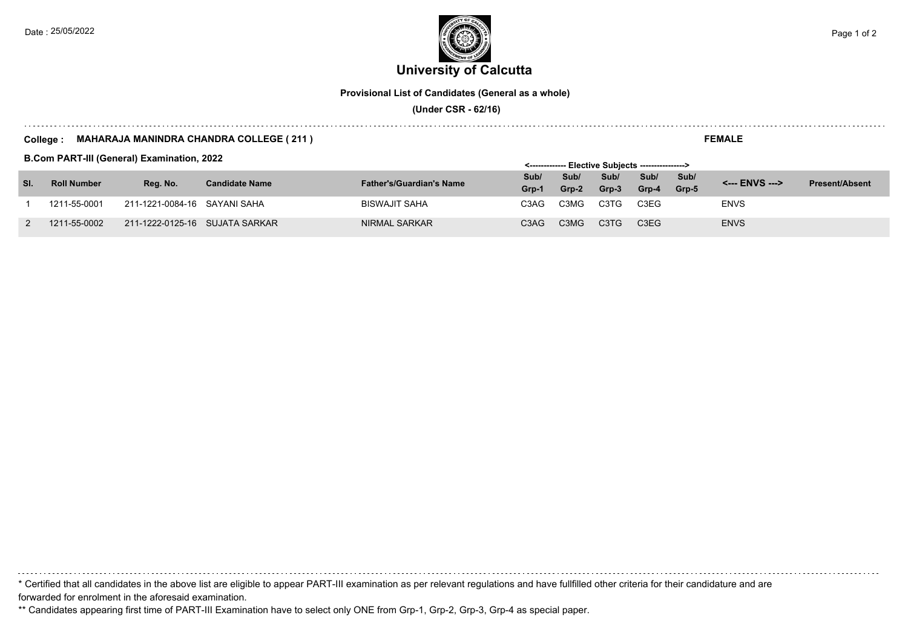Date : 25/05/2022

# University of Calcutta

**Provisional List of Candidates (General as a whole)**

**(Under CSR - 62/16)**

**College : MAHARAJA MANINDRA CHANDRA COLLEGE ( 211 )** **FEMALE**

**B.Com PART-III (General) Examination, 2022**

| | | | | | <------------- Elective Subjects | | | | ----------------> | | |
|---|---|---|---|---|---|---|---|---|---|---|---|
| Sl. | Roll Number | Reg. No. | Candidate Name | Father's/Guardian's Name | Sub/ Grp-1 | Sub/ Grp-2 | Sub/ Grp-3 | Sub/ Grp-4 | Sub/ Grp-5 | <--- ENVS ---> | Present/Absent |
| 1 | 1211-55-0001 | 211-1221-0084-16 | SAYANI SAHA | BISWAJIT SAHA | C3AG | C3MG | C3TG | C3EG | | ENVS | |
| 2 | 1211-55-0002 | 211-1222-0125-16 | SUJATA SARKAR | NIRMAL SARKAR | C3AG | C3MG | C3TG | C3EG | | ENVS | |

\* Certified that all candidates in the above list are eligible to appear PART-III examination as per relevant regulations and have fullfilled other criteria for their candidature and are forwarded for enrolment in the aforesaid examination.

** Candidates appearing first time of PART-III Examination have to select only ONE from Grp-1, Grp-2, Grp-3, Grp-4 as special paper.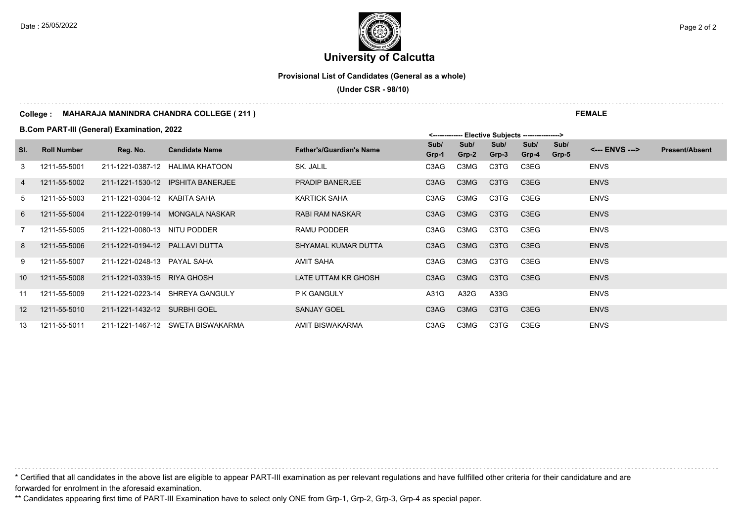# University of Calcutta

**Provisional List of Candidates (General as a whole)**

**(Under CSR - 98/10)**

**College : MAHARAJA MANINDRA CHANDRA COLLEGE ( 211 )**

**FEMALE**

**B.Com PART-III (General) Examination, 2022**

| Sl. | Roll Number | Reg. No. | Candidate Name | Father's/Guardian's Name | <------------- Elective Subjects ---------------> Sub/ Grp-1 | Sub/ Grp-2 | Sub/ Grp-3 | Sub/ Grp-4 | Sub/ Grp-5 | <--- ENVS ---> | Present/Absent |
|---|---|---|---|---|---|---|---|---|---|---|---|
| 3 | 1211-55-5001 | 211-1221-0387-12 | HALIMA KHATOON | SK. JALIL | C3AG | C3MG | C3TG | C3EG | | ENVS | |
| 4 | 1211-55-5002 | 211-1221-1530-12 | IPSHITA BANERJEE | PRADIP BANERJEE | C3AG | C3MG | C3TG | C3EG | | ENVS | |
| 5 | 1211-55-5003 | 211-1221-0304-12 | KABITA SAHA | KARTICK SAHA | C3AG | C3MG | C3TG | C3EG | | ENVS | |
| 6 | 1211-55-5004 | 211-1222-0199-14 | MONGALA NASKAR | RABI RAM NASKAR | C3AG | C3MG | C3TG | C3EG | | ENVS | |
| 7 | 1211-55-5005 | 211-1221-0080-13 | NITU PODDER | RAMU PODDER | C3AG | C3MG | C3TG | C3EG | | ENVS | |
| 8 | 1211-55-5006 | 211-1221-0194-12 | PALLAVI DUTTA | SHYAMAL KUMAR DUTTA | C3AG | C3MG | C3TG | C3EG | | ENVS | |
| 9 | 1211-55-5007 | 211-1221-0248-13 | PAYAL SAHA | AMIT SAHA | C3AG | C3MG | C3TG | C3EG | | ENVS | |
| 10 | 1211-55-5008 | 211-1221-0339-15 | RIYA GHOSH | LATE UTTAM KR GHOSH | C3AG | C3MG | C3TG | C3EG | | ENVS | |
| 11 | 1211-55-5009 | 211-1221-0223-14 | SHREYA GANGULY | P K GANGULY | A31G | A32G | A33G | | | ENVS | |
| 12 | 1211-55-5010 | 211-1221-1432-12 | SURBHI GOEL | SANJAY GOEL | C3AG | C3MG | C3TG | C3EG | | ENVS | |
| 13 | 1211-55-5011 | 211-1221-1467-12 | SWETA BISWAKARMA | AMIT BISWAKARMA | C3AG | C3MG | C3TG | C3EG | | ENVS | |

\* Certified that all candidates in the above list are eligible to appear PART-III examination as per relevant regulations and have fullfilled other criteria for their candidature and are forwarded for enrolment in the aforesaid examination.

\** Candidates appearing first time of PART-III Examination have to select only ONE from Grp-1, Grp-2, Grp-3, Grp-4 as special paper.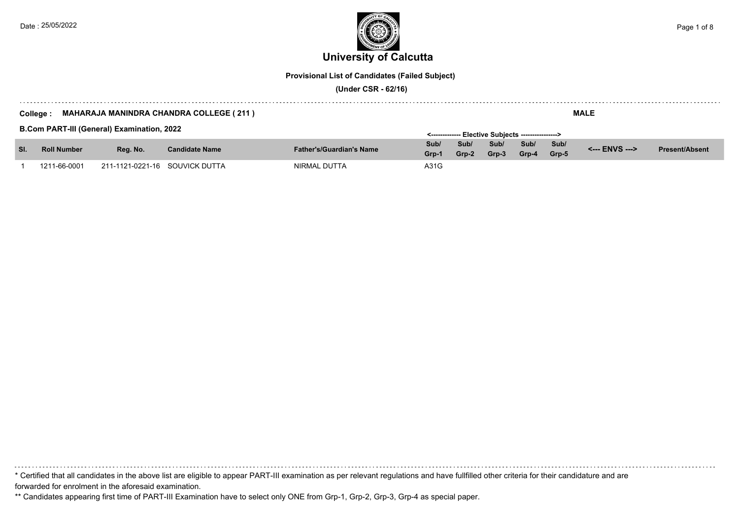# University of Calcutta

**Provisional List of Candidates (Failed Subject)**

**(Under CSR - 62/16)**

**College : MAHARAJA MANINDRA CHANDRA COLLEGE ( 211 )** **MALE**

**B.Com PART-III (General) Examination, 2022**

| Sl. | Roll Number | Reg. No. | Candidate Name | Father's/Guardian's Name | <------------- Elective Subjects ---------------> | | | | | <--- ENVS ---> | Present/Absent |
|---|---|---|---|---|---|---|---|---|---|---|---|
| | | | | | Sub/ Grp-1 | Sub/ Grp-2 | Sub/ Grp-3 | Sub/ Grp-4 | Sub/ Grp-5 | | |
| 1 | 1211-66-0001 | 211-1121-0221-16 | SOUVICK DUTTA | NIRMAL DUTTA | A31G | | | | | | |

\* Certified that all candidates in the above list are eligible to appear PART-III examination as per relevant regulations and have fullfilled other criteria for their candidature and are forwarded for enrolment in the aforesaid examination.

\*\* Candidates appearing first time of PART-III Examination have to select only ONE from Grp-1, Grp-2, Grp-3, Grp-4 as special paper.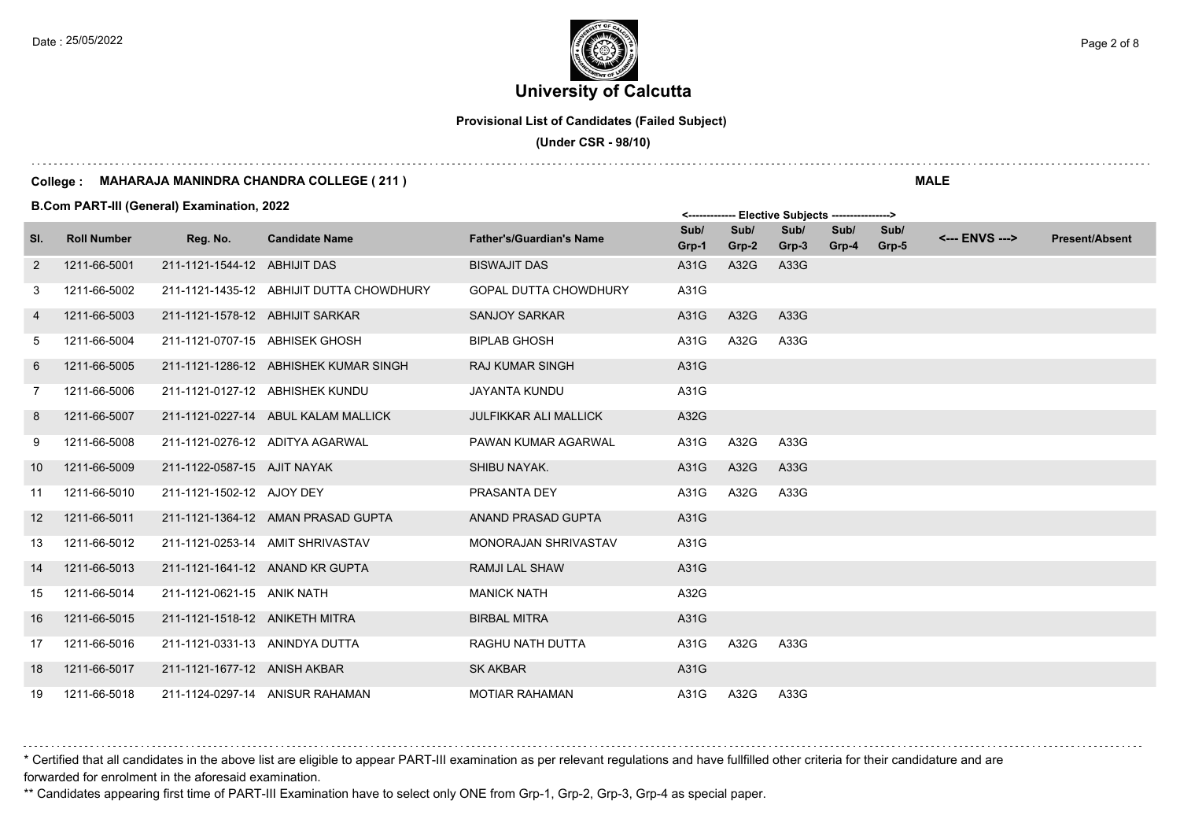# University of Calcutta

**Provisional List of Candidates (Failed Subject)**

**(Under CSR - 98/10)**

**College : MAHARAJA MANINDRA CHANDRA COLLEGE ( 211 )** **MALE**

**B.Com PART-III (General) Examination, 2022**

| Sl. | Roll Number | Reg. No. | Candidate Name | Father's/Guardian's Name | Sub/ Grp-1 | Sub/ Grp-2 | Sub/ Grp-3 | Sub/ Grp-4 | Sub/ Grp-5 | <--- ENVS ---> | Present/Absent |
|---|---|---|---|---|---|---|---|---|---|---|---|
| | | | | | <------------- Elective Subjects | | | ----------------> | | | |
| 2 | 1211-66-5001 | 211-1121-1544-12 | ABHIJIT DAS | BISWAJIT DAS | A31G | A32G | A33G | | | | |
| 3 | 1211-66-5002 | 211-1121-1435-12 | ABHIJIT DUTTA CHOWDHURY | GOPAL DUTTA CHOWDHURY | A31G | | | | | | |
| 4 | 1211-66-5003 | 211-1121-1578-12 | ABHIJIT SARKAR | SANJOY SARKAR | A31G | A32G | A33G | | | | |
| 5 | 1211-66-5004 | 211-1121-0707-15 | ABHISEK GHOSH | BIPLAB GHOSH | A31G | A32G | A33G | | | | |
| 6 | 1211-66-5005 | 211-1121-1286-12 | ABHISHEK KUMAR SINGH | RAJ KUMAR SINGH | A31G | | | | | | |
| 7 | 1211-66-5006 | 211-1121-0127-12 | ABHISHEK KUNDU | JAYANTA KUNDU | A31G | | | | | | |
| 8 | 1211-66-5007 | 211-1121-0227-14 | ABUL KALAM MALLICK | JULFIKKAR ALI MALLICK | A32G | | | | | | |
| 9 | 1211-66-5008 | 211-1121-0276-12 | ADITYA AGARWAL | PAWAN KUMAR AGARWAL | A31G | A32G | A33G | | | | |
| 10 | 1211-66-5009 | 211-1122-0587-15 | AJIT NAYAK | SHIBU NAYAK. | A31G | A32G | A33G | | | | |
| 11 | 1211-66-5010 | 211-1121-1502-12 | AJOY DEY | PRASANTA DEY | A31G | A32G | A33G | | | | |
| 12 | 1211-66-5011 | 211-1121-1364-12 | AMAN PRASAD GUPTA | ANAND PRASAD GUPTA | A31G | | | | | | |
| 13 | 1211-66-5012 | 211-1121-0253-14 | AMIT SHRIVASTAV | MONORAJAN SHRIVASTAV | A31G | | | | | | |
| 14 | 1211-66-5013 | 211-1121-1641-12 | ANAND KR GUPTA | RAMJI LAL SHAW | A31G | | | | | | |
| 15 | 1211-66-5014 | 211-1121-0621-15 | ANIK NATH | MANICK NATH | A32G | | | | | | |
| 16 | 1211-66-5015 | 211-1121-1518-12 | ANIKETH MITRA | BIRBAL MITRA | A31G | | | | | | |
| 17 | 1211-66-5016 | 211-1121-0331-13 | ANINDYA DUTTA | RAGHU NATH DUTTA | A31G | A32G | A33G | | | | |
| 18 | 1211-66-5017 | 211-1121-1677-12 | ANISH AKBAR | SK AKBAR | A31G | | | | | | |
| 19 | 1211-66-5018 | 211-1124-0297-14 | ANISUR RAHAMAN | MOTIAR RAHAMAN | A31G | A32G | A33G | | | | |

\* Certified that all candidates in the above list are eligible to appear PART-III examination as per relevant regulations and have fullfilled other criteria for their candidature and are forwarded for enrolment in the aforesaid examination.

\*\* Candidates appearing first time of PART-III Examination have to select only ONE from Grp-1, Grp-2, Grp-3, Grp-4 as special paper.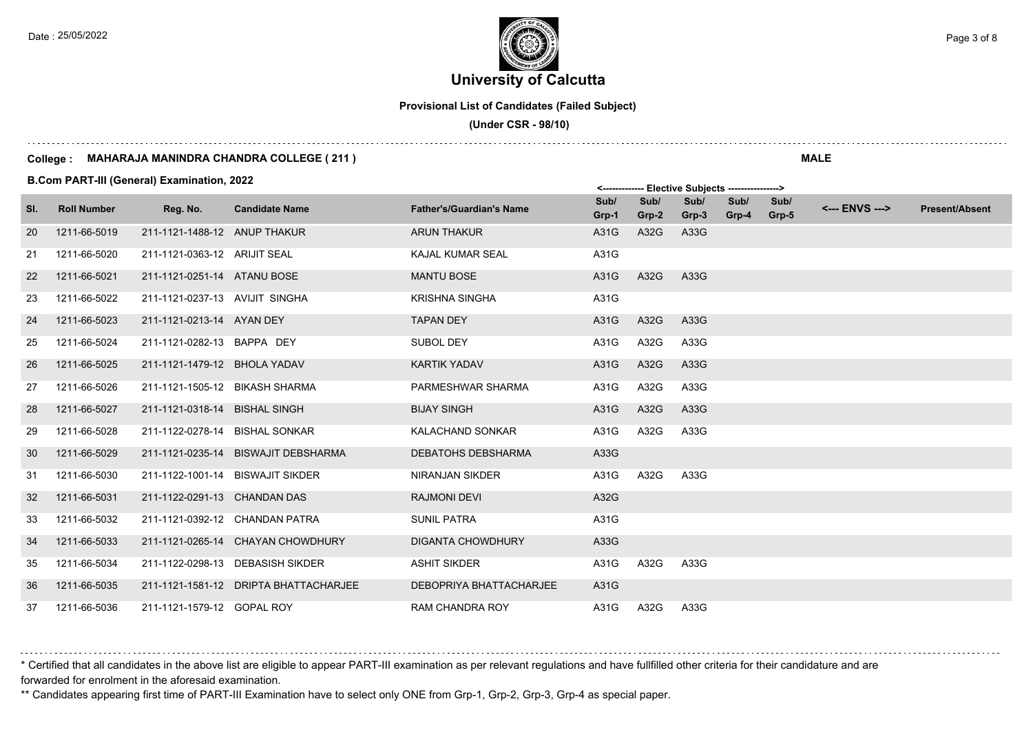# University of Calcutta

**Provisional List of Candidates (Failed Subject)**

**(Under CSR - 98/10)**

**College : MAHARAJA MANINDRA CHANDRA COLLEGE ( 211 )** **MALE**

**B.Com PART-III (General) Examination, 2022**

| Sl. | Roll Number | Reg. No. | Candidate Name | Father's/Guardian's Name | Sub/ Grp-1 | Sub/ Grp-2 | Sub/ Grp-3 | Sub/ Grp-4 | Sub/ Grp-5 | <--- ENVS ---> | Present/Absent |
|---|---|---|---|---|---|---|---|---|---|---|---|
| | | | | | <------------- Elective Subjects | | ---------------> | | | | |
| 20 | 1211-66-5019 | 211-1121-1488-12 | ANUP THAKUR | ARUN THAKUR | A31G | A32G | A33G | | | | |
| 21 | 1211-66-5020 | 211-1121-0363-12 | ARIJIT SEAL | KAJAL KUMAR SEAL | A31G | | | | | | |
| 22 | 1211-66-5021 | 211-1121-0251-14 | ATANU BOSE | MANTU BOSE | A31G | A32G | A33G | | | | |
| 23 | 1211-66-5022 | 211-1121-0237-13 | AVIJIT SINGHA | KRISHNA SINGHA | A31G | | | | | | |
| 24 | 1211-66-5023 | 211-1121-0213-14 | AYAN DEY | TAPAN DEY | A31G | A32G | A33G | | | | |
| 25 | 1211-66-5024 | 211-1121-0282-13 | BAPPA DEY | SUBOL DEY | A31G | A32G | A33G | | | | |
| 26 | 1211-66-5025 | 211-1121-1479-12 | BHOLA YADAV | KARTIK YADAV | A31G | A32G | A33G | | | | |
| 27 | 1211-66-5026 | 211-1121-1505-12 | BIKASH SHARMA | PARMESHWAR SHARMA | A31G | A32G | A33G | | | | |
| 28 | 1211-66-5027 | 211-1121-0318-14 | BISHAL SINGH | BIJAY SINGH | A31G | A32G | A33G | | | | |
| 29 | 1211-66-5028 | 211-1122-0278-14 | BISHAL SONKAR | KALACHAND SONKAR | A31G | A32G | A33G | | | | |
| 30 | 1211-66-5029 | 211-1121-0235-14 | BISWAJIT DEBSHARMA | DEBATOHS DEBSHARMA | A33G | | | | | | |
| 31 | 1211-66-5030 | 211-1122-1001-14 | BISWAJIT SIKDER | NIRANJAN SIKDER | A31G | A32G | A33G | | | | |
| 32 | 1211-66-5031 | 211-1122-0291-13 | CHANDAN DAS | RAJMONI DEVI | A32G | | | | | | |
| 33 | 1211-66-5032 | 211-1121-0392-12 | CHANDAN PATRA | SUNIL PATRA | A31G | | | | | | |
| 34 | 1211-66-5033 | 211-1121-0265-14 | CHAYAN CHOWDHURY | DIGANTA CHOWDHURY | A33G | | | | | | |
| 35 | 1211-66-5034 | 211-1122-0298-13 | DEBASISH SIKDER | ASHIT SIKDER | A31G | A32G | A33G | | | | |
| 36 | 1211-66-5035 | 211-1121-1581-12 | DRIPTA BHATTACHARJEE | DEBOPRIYA BHATTACHARJEE | A31G | | | | | | |
| 37 | 1211-66-5036 | 211-1121-1579-12 | GOPAL ROY | RAM CHANDRA ROY | A31G | A32G | A33G | | | | |

\* Certified that all candidates in the above list are eligible to appear PART-III examination as per relevant regulations and have fullfilled other criteria for their candidature and are forwarded for enrolment in the aforesaid examination.

\*\* Candidates appearing first time of PART-III Examination have to select only ONE from Grp-1, Grp-2, Grp-3, Grp-4 as special paper.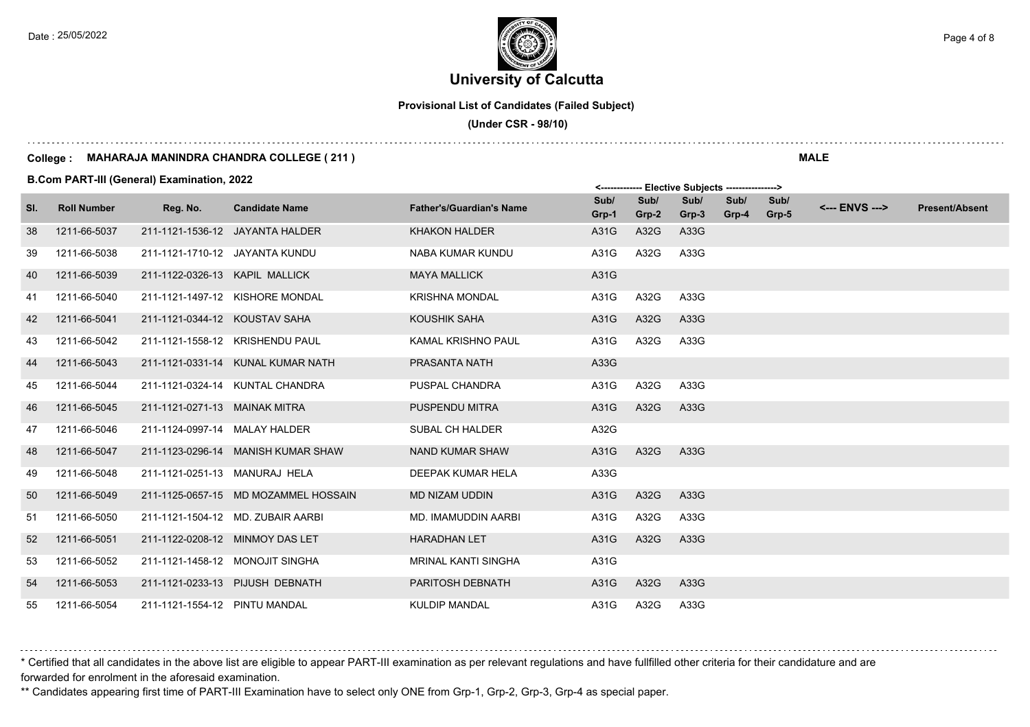# University of Calcutta

**Provisional List of Candidates (Failed Subject)**

**(Under CSR - 98/10)**

**College : MAHARAJA MANINDRA CHANDRA COLLEGE ( 211 )** **MALE**

**B.Com PART-III (General) Examination, 2022**

| Sl. | Roll Number | Reg. No. | Candidate Name | Father's/Guardian's Name | Sub/ Grp-1 | Sub/ Grp-2 | Sub/ Grp-3 | Sub/ Grp-4 | Sub/ Grp-5 | <--- ENVS ---> | Present/Absent |
|---|---|---|---|---|---|---|---|---|---|---|---|
| | | | | | <------------- Elective Subjects | | | | ---------------> | | |
| 38 | 1211-66-5037 | 211-1121-1536-12 | JAYANTA HALDER | KHAKON HALDER | A31G | A32G | A33G | | | | |
| 39 | 1211-66-5038 | 211-1121-1710-12 | JAYANTA KUNDU | NABA KUMAR KUNDU | A31G | A32G | A33G | | | | |
| 40 | 1211-66-5039 | 211-1122-0326-13 | KAPIL MALLICK | MAYA MALLICK | A31G | | | | | | |
| 41 | 1211-66-5040 | 211-1121-1497-12 | KISHORE MONDAL | KRISHNA MONDAL | A31G | A32G | A33G | | | | |
| 42 | 1211-66-5041 | 211-1121-0344-12 | KOUSTAV SAHA | KOUSHIK SAHA | A31G | A32G | A33G | | | | |
| 43 | 1211-66-5042 | 211-1121-1558-12 | KRISHENDU PAUL | KAMAL KRISHNO PAUL | A31G | A32G | A33G | | | | |
| 44 | 1211-66-5043 | 211-1121-0331-14 | KUNAL KUMAR NATH | PRASANTA NATH | A33G | | | | | | |
| 45 | 1211-66-5044 | 211-1121-0324-14 | KUNTAL CHANDRA | PUSPAL CHANDRA | A31G | A32G | A33G | | | | |
| 46 | 1211-66-5045 | 211-1121-0271-13 | MAINAK MITRA | PUSPENDU MITRA | A31G | A32G | A33G | | | | |
| 47 | 1211-66-5046 | 211-1124-0997-14 | MALAY HALDER | SUBAL CH HALDER | A32G | | | | | | |
| 48 | 1211-66-5047 | 211-1123-0296-14 | MANISH KUMAR SHAW | NAND KUMAR SHAW | A31G | A32G | A33G | | | | |
| 49 | 1211-66-5048 | 211-1121-0251-13 | MANURAJ HELA | DEEPAK KUMAR HELA | A33G | | | | | | |
| 50 | 1211-66-5049 | 211-1125-0657-15 | MD MOZAMMEL HOSSAIN | MD NIZAM UDDIN | A31G | A32G | A33G | | | | |
| 51 | 1211-66-5050 | 211-1121-1504-12 | MD. ZUBAIR AARBI | MD. IMAMUDDIN AARBI | A31G | A32G | A33G | | | | |
| 52 | 1211-66-5051 | 211-1122-0208-12 | MINMOY DAS LET | HARADHAN LET | A31G | A32G | A33G | | | | |
| 53 | 1211-66-5052 | 211-1121-1458-12 | MONOJIT SINGHA | MRINAL KANTI SINGHA | A31G | | | | | | |
| 54 | 1211-66-5053 | 211-1121-0233-13 | PIJUSH DEBNATH | PARITOSH DEBNATH | A31G | A32G | A33G | | | | |
| 55 | 1211-66-5054 | 211-1121-1554-12 | PINTU MANDAL | KULDIP MANDAL | A31G | A32G | A33G | | | | |

\* Certified that all candidates in the above list are eligible to appear PART-III examination as per relevant regulations and have fullfilled other criteria for their candidature and are forwarded for enrolment in the aforesaid examination.

\*\* Candidates appearing first time of PART-III Examination have to select only ONE from Grp-1, Grp-2, Grp-3, Grp-4 as special paper.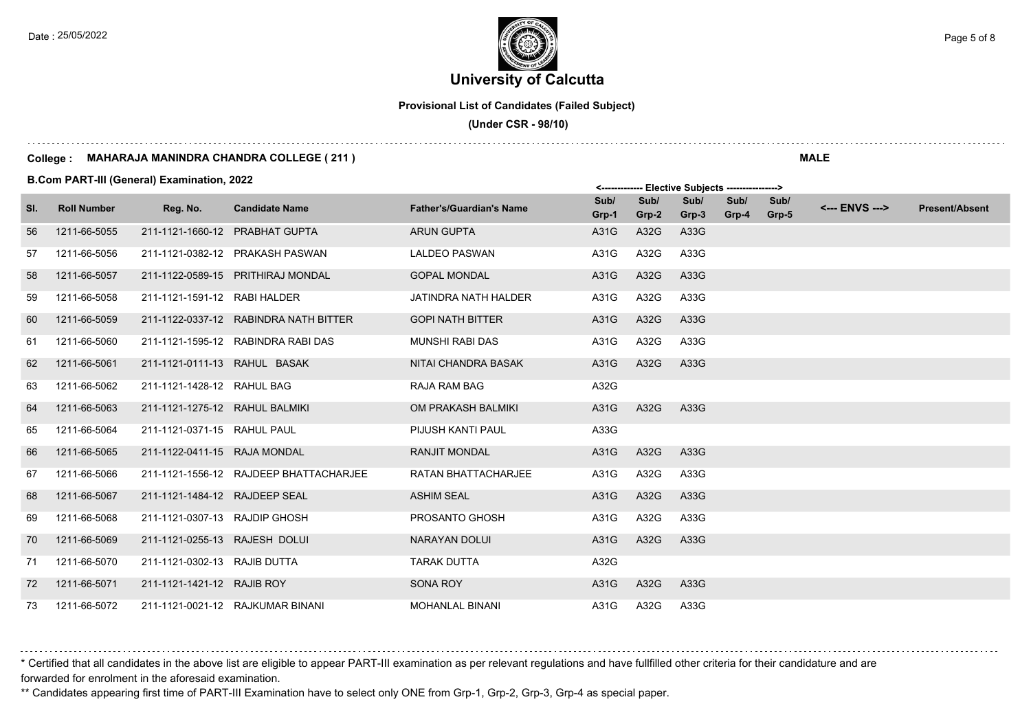# University of Calcutta

**Provisional List of Candidates (Failed Subject)**

**(Under CSR - 98/10)**

**College : MAHARAJA MANINDRA CHANDRA COLLEGE ( 211 )** **MALE**

**B.Com PART-III (General) Examination, 2022**

| Sl. | Roll Number | Reg. No. | Candidate Name | Father's/Guardian's Name | Sub/ Grp-1 | Sub/ Grp-2 | Sub/ Grp-3 | Sub/ Grp-4 | Sub/ Grp-5 | <--- ENVS ---> | Present/Absent |
|---|---|---|---|---|---|---|---|---|---|---|---|
| | | | | | <------------- Elective Subjects | | | | ----------------> | | |
| 56 | 1211-66-5055 | 211-1121-1660-12 | PRABHAT GUPTA | ARUN GUPTA | A31G | A32G | A33G | | | | |
| 57 | 1211-66-5056 | 211-1121-0382-12 | PRAKASH PASWAN | LALDEO PASWAN | A31G | A32G | A33G | | | | |
| 58 | 1211-66-5057 | 211-1122-0589-15 | PRITHIRAJ MONDAL | GOPAL MONDAL | A31G | A32G | A33G | | | | |
| 59 | 1211-66-5058 | 211-1121-1591-12 | RABI HALDER | JATINDRA NATH HALDER | A31G | A32G | A33G | | | | |
| 60 | 1211-66-5059 | 211-1122-0337-12 | RABINDRA NATH BITTER | GOPI NATH BITTER | A31G | A32G | A33G | | | | |
| 61 | 1211-66-5060 | 211-1121-1595-12 | RABINDRA RABI DAS | MUNSHI RABI DAS | A31G | A32G | A33G | | | | |
| 62 | 1211-66-5061 | 211-1121-0111-13 | RAHUL BASAK | NITAI CHANDRA BASAK | A31G | A32G | A33G | | | | |
| 63 | 1211-66-5062 | 211-1121-1428-12 | RAHUL BAG | RAJA RAM BAG | A32G | | | | | | |
| 64 | 1211-66-5063 | 211-1121-1275-12 | RAHUL BALMIKI | OM PRAKASH BALMIKI | A31G | A32G | A33G | | | | |
| 65 | 1211-66-5064 | 211-1121-0371-15 | RAHUL PAUL | PIJUSH KANTI PAUL | A33G | | | | | | |
| 66 | 1211-66-5065 | 211-1122-0411-15 | RAJA MONDAL | RANJIT MONDAL | A31G | A32G | A33G | | | | |
| 67 | 1211-66-5066 | 211-1121-1556-12 | RAJDEEP BHATTACHARJEE | RATAN BHATTACHARJEE | A31G | A32G | A33G | | | | |
| 68 | 1211-66-5067 | 211-1121-1484-12 | RAJDEEP SEAL | ASHIM SEAL | A31G | A32G | A33G | | | | |
| 69 | 1211-66-5068 | 211-1121-0307-13 | RAJDIP GHOSH | PROSANTO GHOSH | A31G | A32G | A33G | | | | |
| 70 | 1211-66-5069 | 211-1121-0255-13 | RAJESH DOLUI | NARAYAN DOLUI | A31G | A32G | A33G | | | | |
| 71 | 1211-66-5070 | 211-1121-0302-13 | RAJIB DUTTA | TARAK DUTTA | A32G | | | | | | |
| 72 | 1211-66-5071 | 211-1121-1421-12 | RAJIB ROY | SONA ROY | A31G | A32G | A33G | | | | |
| 73 | 1211-66-5072 | 211-1121-0021-12 | RAJKUMAR BINANI | MOHANLAL BINANI | A31G | A32G | A33G | | | | |

* Certified that all candidates in the above list are eligible to appear PART-III examination as per relevant regulations and have fullfilled other criteria for their candidature and are forwarded for enrolment in the aforesaid examination.

** Candidates appearing first time of PART-III Examination have to select only ONE from Grp-1, Grp-2, Grp-3, Grp-4 as special paper.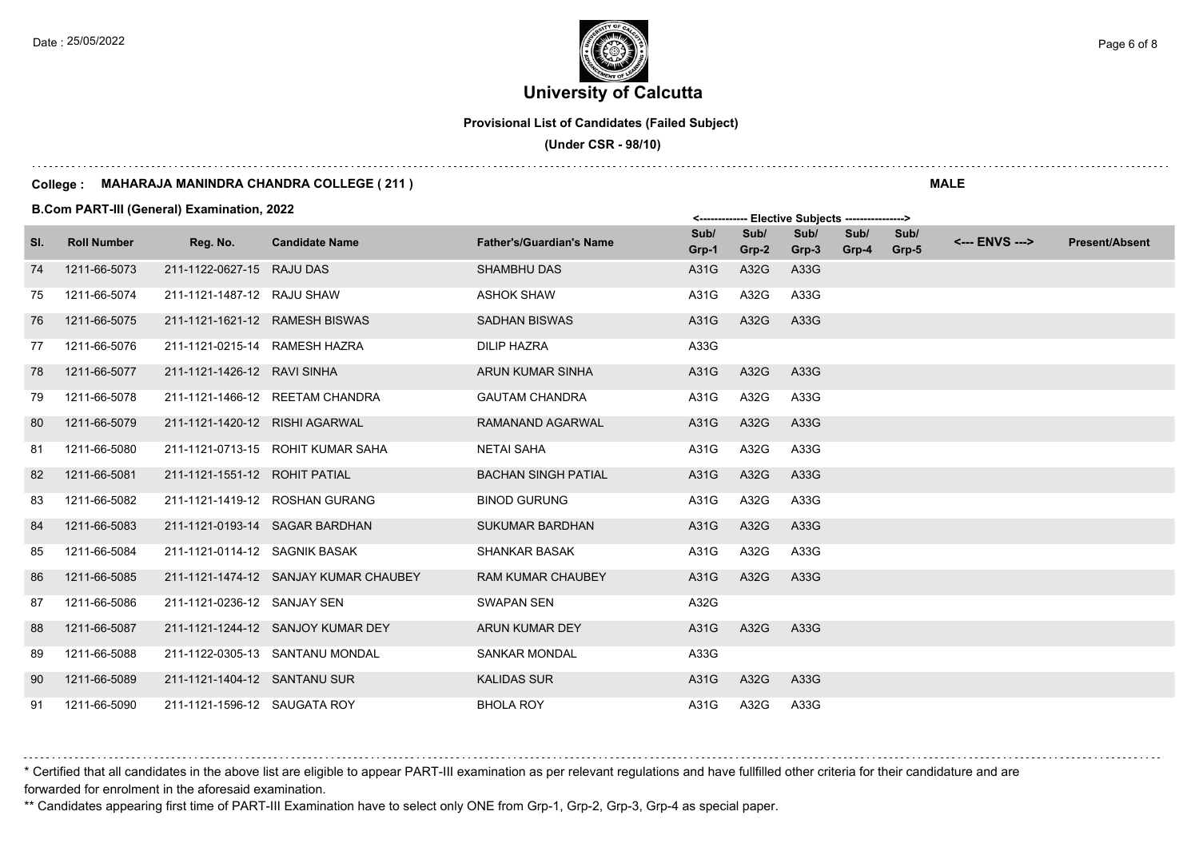# University of Calcutta

**Provisional List of Candidates (Failed Subject)**

**(Under CSR - 98/10)**

**College : MAHARAJA MANINDRA CHANDRA COLLEGE ( 211 )**

**MALE**

**B.Com PART-III (General) Examination, 2022**

| Sl. | Roll Number | Reg. No. | Candidate Name | Father's/Guardian's Name | Sub/ Grp-1 | Sub/ Grp-2 | Sub/ Grp-3 | Sub/ Grp-4 | Sub/ Grp-5 | <--- ENVS ---> | Present/Absent |
|---|---|---|---|---|---|---|---|---|---|---|---|
| | | | | | <------------- Elective Subjects | | | | ----------------> | | |
| 74 | 1211-66-5073 | 211-1122-0627-15 | RAJU DAS | SHAMBHU DAS | A31G | A32G | A33G | | | | |
| 75 | 1211-66-5074 | 211-1121-1487-12 | RAJU SHAW | ASHOK SHAW | A31G | A32G | A33G | | | | |
| 76 | 1211-66-5075 | 211-1121-1621-12 | RAMESH BISWAS | SADHAN BISWAS | A31G | A32G | A33G | | | | |
| 77 | 1211-66-5076 | 211-1121-0215-14 | RAMESH HAZRA | DILIP HAZRA | A33G | | | | | | |
| 78 | 1211-66-5077 | 211-1121-1426-12 | RAVI SINHA | ARUN KUMAR SINHA | A31G | A32G | A33G | | | | |
| 79 | 1211-66-5078 | 211-1121-1466-12 | REETAM CHANDRA | GAUTAM CHANDRA | A31G | A32G | A33G | | | | |
| 80 | 1211-66-5079 | 211-1121-1420-12 | RISHI AGARWAL | RAMANAND AGARWAL | A31G | A32G | A33G | | | | |
| 81 | 1211-66-5080 | 211-1121-0713-15 | ROHIT KUMAR SAHA | NETAI SAHA | A31G | A32G | A33G | | | | |
| 82 | 1211-66-5081 | 211-1121-1551-12 | ROHIT PATIAL | BACHAN SINGH PATIAL | A31G | A32G | A33G | | | | |
| 83 | 1211-66-5082 | 211-1121-1419-12 | ROSHAN GURANG | BINOD GURUNG | A31G | A32G | A33G | | | | |
| 84 | 1211-66-5083 | 211-1121-0193-14 | SAGAR BARDHAN | SUKUMAR BARDHAN | A31G | A32G | A33G | | | | |
| 85 | 1211-66-5084 | 211-1121-0114-12 | SAGNIK BASAK | SHANKAR BASAK | A31G | A32G | A33G | | | | |
| 86 | 1211-66-5085 | 211-1121-1474-12 | SANJAY KUMAR CHAUBEY | RAM KUMAR CHAUBEY | A31G | A32G | A33G | | | | |
| 87 | 1211-66-5086 | 211-1121-0236-12 | SANJAY SEN | SWAPAN SEN | A32G | | | | | | |
| 88 | 1211-66-5087 | 211-1121-1244-12 | SANJOY KUMAR DEY | ARUN KUMAR DEY | A31G | A32G | A33G | | | | |
| 89 | 1211-66-5088 | 211-1122-0305-13 | SANTANU MONDAL | SANKAR MONDAL | A33G | | | | | | |
| 90 | 1211-66-5089 | 211-1121-1404-12 | SANTANU SUR | KALIDAS SUR | A31G | A32G | A33G | | | | |
| 91 | 1211-66-5090 | 211-1121-1596-12 | SAUGATA ROY | BHOLA ROY | A31G | A32G | A33G | | | | |

\* Certified that all candidates in the above list are eligible to appear PART-III examination as per relevant regulations and have fullfilled other criteria for their candidature and are forwarded for enrolment in the aforesaid examination.

\*\* Candidates appearing first time of PART-III Examination have to select only ONE from Grp-1, Grp-2, Grp-3, Grp-4 as special paper.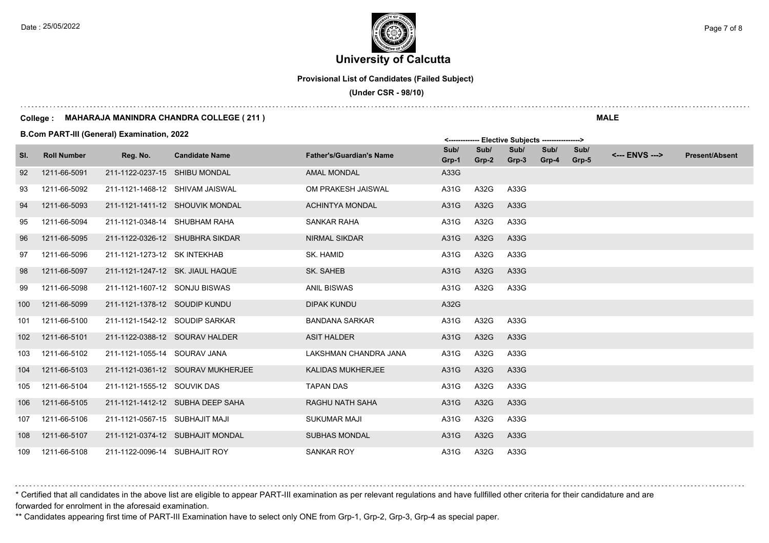# University of Calcutta

**Provisional List of Candidates (Failed Subject)**

**(Under CSR - 98/10)**

**College : MAHARAJA MANINDRA CHANDRA COLLEGE ( 211 )** **MALE**

**B.Com PART-III (General) Examination, 2022**

| Sl. | Roll Number | Reg. No. | Candidate Name | Father's/Guardian's Name | Sub/ Grp-1 | Sub/ Grp-2 | Sub/ Grp-3 | Sub/ Grp-4 | Sub/ Grp-5 | <--- ENVS ---> | Present/Absent |
|---|---|---|---|---|---|---|---|---|---|---|---|
| 92 | 1211-66-5091 | 211-1122-0237-15 | SHIBU MONDAL | AMAL MONDAL | A33G | | | | | | |
| 93 | 1211-66-5092 | 211-1121-1468-12 | SHIVAM JAISWAL | OM PRAKESH JAISWAL | A31G | A32G | A33G | | | | |
| 94 | 1211-66-5093 | 211-1121-1411-12 | SHOUVIK MONDAL | ACHINTYA MONDAL | A31G | A32G | A33G | | | | |
| 95 | 1211-66-5094 | 211-1121-0348-14 | SHUBHAM RAHA | SANKAR RAHA | A31G | A32G | A33G | | | | |
| 96 | 1211-66-5095 | 211-1122-0326-12 | SHUBHRA SIKDAR | NIRMAL SIKDAR | A31G | A32G | A33G | | | | |
| 97 | 1211-66-5096 | 211-1121-1273-12 | SK INTEKHAB | SK. HAMID | A31G | A32G | A33G | | | | |
| 98 | 1211-66-5097 | 211-1121-1247-12 | SK. JIAUL HAQUE | SK. SAHEB | A31G | A32G | A33G | | | | |
| 99 | 1211-66-5098 | 211-1121-1607-12 | SONJU BISWAS | ANIL BISWAS | A31G | A32G | A33G | | | | |
| 100 | 1211-66-5099 | 211-1121-1378-12 | SOUDIP KUNDU | DIPAK KUNDU | A32G | | | | | | |
| 101 | 1211-66-5100 | 211-1121-1542-12 | SOUDIP SARKAR | BANDANA SARKAR | A31G | A32G | A33G | | | | |
| 102 | 1211-66-5101 | 211-1122-0388-12 | SOURAV HALDER | ASIT HALDER | A31G | A32G | A33G | | | | |
| 103 | 1211-66-5102 | 211-1121-1055-14 | SOURAV JANA | LAKSHMAN CHANDRA JANA | A31G | A32G | A33G | | | | |
| 104 | 1211-66-5103 | 211-1121-0361-12 | SOURAV MUKHERJEE | KALIDAS MUKHERJEE | A31G | A32G | A33G | | | | |
| 105 | 1211-66-5104 | 211-1121-1555-12 | SOUVIK DAS | TAPAN DAS | A31G | A32G | A33G | | | | |
| 106 | 1211-66-5105 | 211-1121-1412-12 | SUBHA DEEP SAHA | RAGHU NATH SAHA | A31G | A32G | A33G | | | | |
| 107 | 1211-66-5106 | 211-1121-0567-15 | SUBHAJIT MAJI | SUKUMAR MAJI | A31G | A32G | A33G | | | | |
| 108 | 1211-66-5107 | 211-1121-0374-12 | SUBHAJIT MONDAL | SUBHAS MONDAL | A31G | A32G | A33G | | | | |
| 109 | 1211-66-5108 | 211-1122-0096-14 | SUBHAJIT ROY | SANKAR ROY | A31G | A32G | A33G | | | | |

\* Certified that all candidates in the above list are eligible to appear PART-III examination as per relevant regulations and have fullfilled other criteria for their candidature and are forwarded for enrolment in the aforesaid examination.

\*\* Candidates appearing first time of PART-III Examination have to select only ONE from Grp-1, Grp-2, Grp-3, Grp-4 as special paper.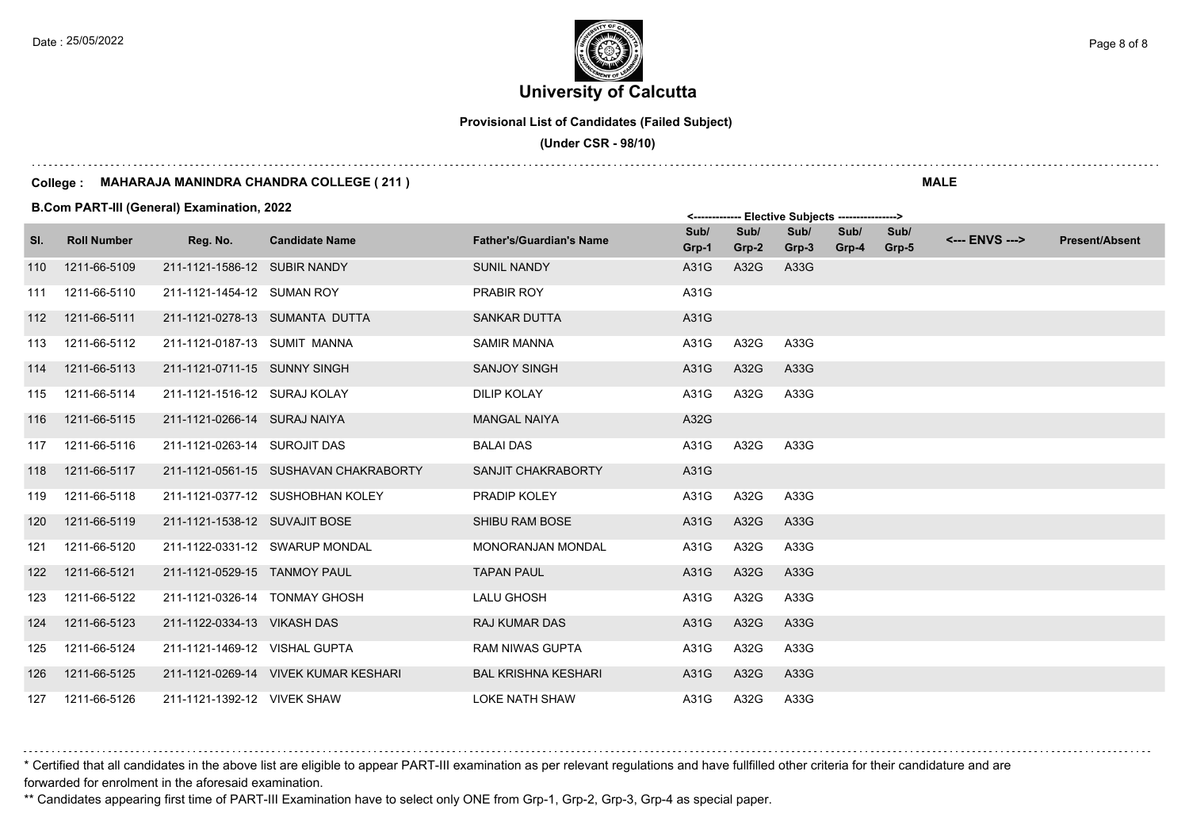# University of Calcutta

**Provisional List of Candidates (Failed Subject)**

**(Under CSR - 98/10)**

**College : MAHARAJA MANINDRA CHANDRA COLLEGE ( 211 )** **MALE**

**B.Com PART-III (General) Examination, 2022**

| Sl. | Roll Number | Reg. No. | Candidate Name | Father's/Guardian's Name | Sub/ Grp-1 | Sub/ Grp-2 | Sub/ Grp-3 | Sub/ Grp-4 | Sub/ Grp-5 | <--- ENVS ---> | Present/Absent |
|---|---|---|---|---|---|---|---|---|---|---|---|
| | | | | | <------------- Elective Subjects | | | | ----------------> | | |
| 110 | 1211-66-5109 | 211-1121-1586-12 | SUBIR NANDY | SUNIL NANDY | A31G | A32G | A33G | | | | |
| 111 | 1211-66-5110 | 211-1121-1454-12 | SUMAN ROY | PRABIR ROY | A31G | | | | | | |
| 112 | 1211-66-5111 | 211-1121-0278-13 | SUMANTA DUTTA | SANKAR DUTTA | A31G | | | | | | |
| 113 | 1211-66-5112 | 211-1121-0187-13 | SUMIT MANNA | SAMIR MANNA | A31G | A32G | A33G | | | | |
| 114 | 1211-66-5113 | 211-1121-0711-15 | SUNNY SINGH | SANJOY SINGH | A31G | A32G | A33G | | | | |
| 115 | 1211-66-5114 | 211-1121-1516-12 | SURAJ KOLAY | DILIP KOLAY | A31G | A32G | A33G | | | | |
| 116 | 1211-66-5115 | 211-1121-0266-14 | SURAJ NAIYA | MANGAL NAIYA | A32G | | | | | | |
| 117 | 1211-66-5116 | 211-1121-0263-14 | SUROJIT DAS | BALAI DAS | A31G | A32G | A33G | | | | |
| 118 | 1211-66-5117 | 211-1121-0561-15 | SUSHAVAN CHAKRABORTY | SANJIT CHAKRABORTY | A31G | | | | | | |
| 119 | 1211-66-5118 | 211-1121-0377-12 | SUSHOBHAN KOLEY | PRADIP KOLEY | A31G | A32G | A33G | | | | |
| 120 | 1211-66-5119 | 211-1121-1538-12 | SUVAJIT BOSE | SHIBU RAM BOSE | A31G | A32G | A33G | | | | |
| 121 | 1211-66-5120 | 211-1122-0331-12 | SWARUP MONDAL | MONORANJAN MONDAL | A31G | A32G | A33G | | | | |
| 122 | 1211-66-5121 | 211-1121-0529-15 | TANMOY PAUL | TAPAN PAUL | A31G | A32G | A33G | | | | |
| 123 | 1211-66-5122 | 211-1121-0326-14 | TONMAY GHOSH | LALU GHOSH | A31G | A32G | A33G | | | | |
| 124 | 1211-66-5123 | 211-1122-0334-13 | VIKASH DAS | RAJ KUMAR DAS | A31G | A32G | A33G | | | | |
| 125 | 1211-66-5124 | 211-1121-1469-12 | VISHAL GUPTA | RAM NIWAS GUPTA | A31G | A32G | A33G | | | | |
| 126 | 1211-66-5125 | 211-1121-0269-14 | VIVEK KUMAR KESHARI | BAL KRISHNA KESHARI | A31G | A32G | A33G | | | | |
| 127 | 1211-66-5126 | 211-1121-1392-12 | VIVEK SHAW | LOKE NATH SHAW | A31G | A32G | A33G | | | | |

\* Certified that all candidates in the above list are eligible to appear PART-III examination as per relevant regulations and have fullfilled other criteria for their candidature and are forwarded for enrolment in the aforesaid examination.

\*\* Candidates appearing first time of PART-III Examination have to select only ONE from Grp-1, Grp-2, Grp-3, Grp-4 as special paper.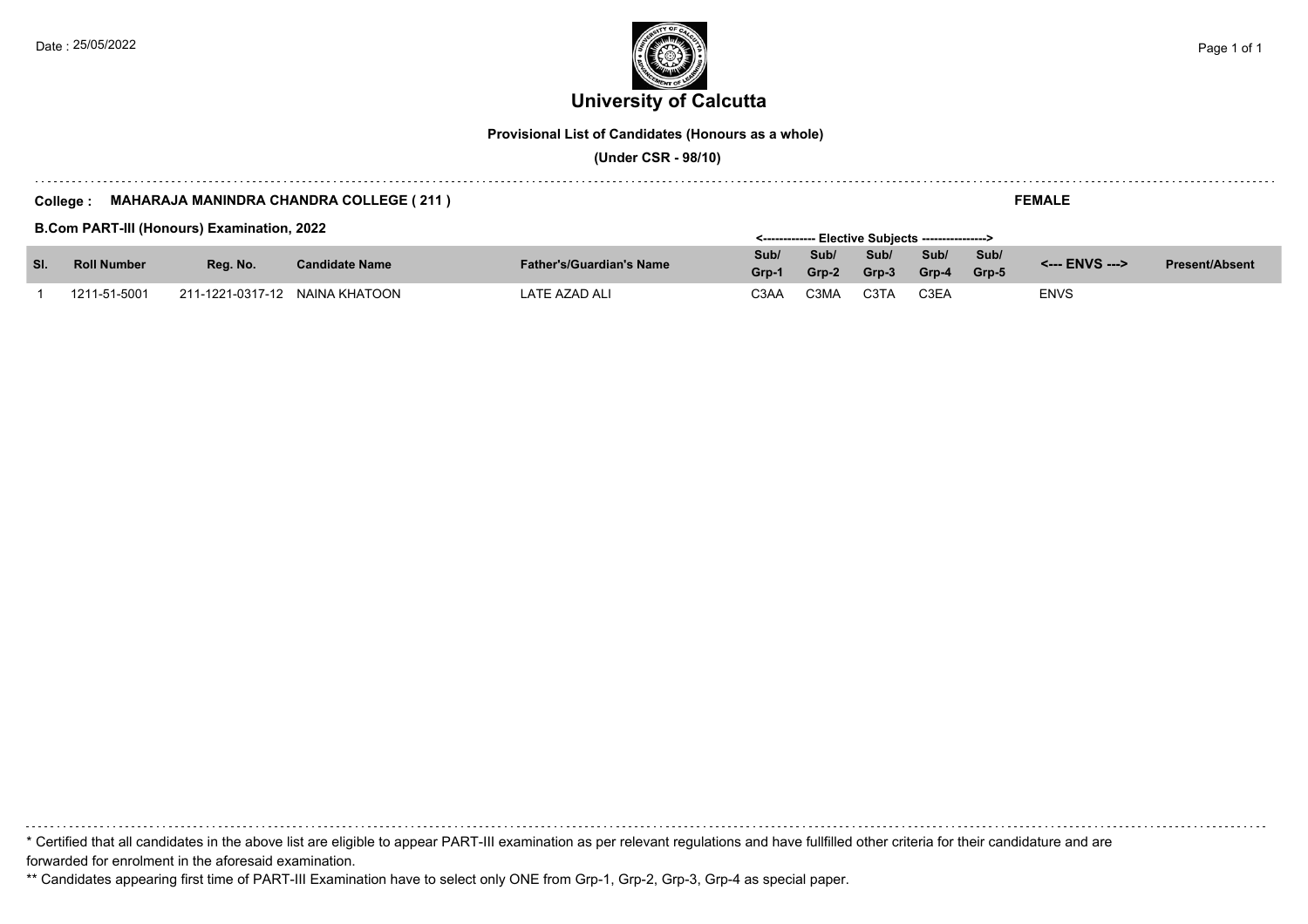Date : 25/05/2022

# University of Calcutta

**Provisional List of Candidates (Honours as a whole)**

**(Under CSR - 98/10)**

**College : MAHARAJA MANINDRA CHANDRA COLLEGE ( 211 )** **FEMALE**

**B.Com PART-III (Honours) Examination, 2022**

| | | | | | <------------- Elective Subjects | | | ----------------> | | | |
|---|---|---|---|---|---|---|---|---|---|---|---|
| Sl. | Roll Number | Reg. No. | Candidate Name | Father's/Guardian's Name | Sub/ Grp-1 | Sub/ Grp-2 | Sub/ Grp-3 | Sub/ Grp-4 | Sub/ Grp-5 | <--- ENVS ---> | Present/Absent |
| 1 | 1211-51-5001 | 211-1221-0317-12 | NAINA KHATOON | LATE AZAD ALI | C3AA | C3MA | C3TA | C3EA | | ENVS | |

* Certified that all candidates in the above list are eligible to appear PART-III examination as per relevant regulations and have fullfilled other criteria for their candidature and are forwarded for enrolment in the aforesaid examination.

** Candidates appearing first time of PART-III Examination have to select only ONE from Grp-1, Grp-2, Grp-3, Grp-4 as special paper.